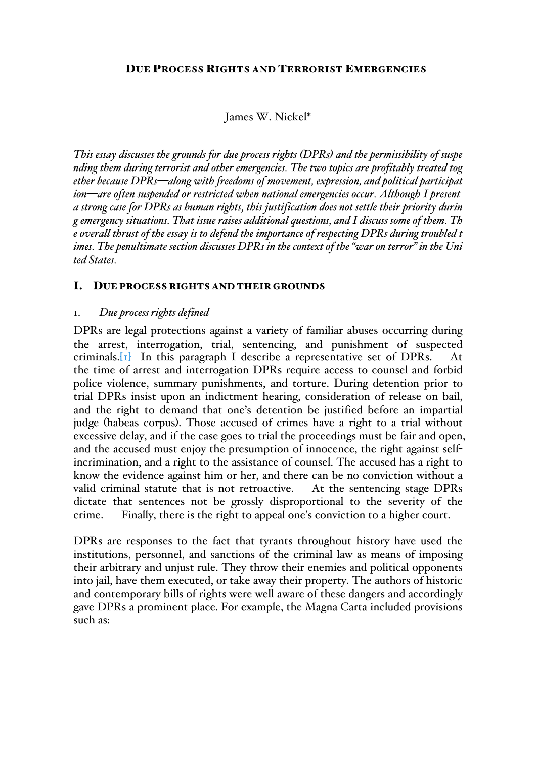# Due Process Rights and Terrorist Emergencies

James W. Nickel*

*This essay discusses the grounds for due process rights (DPRs) and the permissibility of suspending them during terrorist and other emergencies. The two topics are profitably treated together because DPRs—along with freedoms of movement, expression, and political participation—are often suspended or restricted when national emergencies occur. Although I present a strong case for DPRs as human rights, this justification does not settle their priority during emergency situations. That issue raises additional questions, and I discuss some of them. The overall thrust of the essay is to defend the importance of respecting DPRs during troubled times. The penultimate section discusses DPRs in the context of the "war on terror" in the United States.*

## I. Due process rights and their grounds

### 1. *Due process rights defined*

DPRs are legal protections against a variety of familiar abuses occurring during the arrest, interrogation, trial, sentencing, and punishment of suspected criminals.[1] In this paragraph I describe a representative set of DPRs. At the time of arrest and interrogation DPRs require access to counsel and forbid police violence, summary punishments, and torture. During detention prior to trial DPRs insist upon an indictment hearing, consideration of release on bail, and the right to demand that one's detention be justified before an impartial judge (habeas corpus). Those accused of crimes have a right to a trial without excessive delay, and if the case goes to trial the proceedings must be fair and open, and the accused must enjoy the presumption of innocence, the right against self-incrimination, and a right to the assistance of counsel. The accused has a right to know the evidence against him or her, and there can be no conviction without a valid criminal statute that is not retroactive. At the sentencing stage DPRs dictate that sentences not be grossly disproportional to the severity of the crime. Finally, there is the right to appeal one's conviction to a higher court.

DPRs are responses to the fact that tyrants throughout history have used the institutions, personnel, and sanctions of the criminal law as means of imposing their arbitrary and unjust rule. They throw their enemies and political opponents into jail, have them executed, or take away their property. The authors of historic and contemporary bills of rights were well aware of these dangers and accordingly gave DPRs a prominent place. For example, the Magna Carta included provisions such as: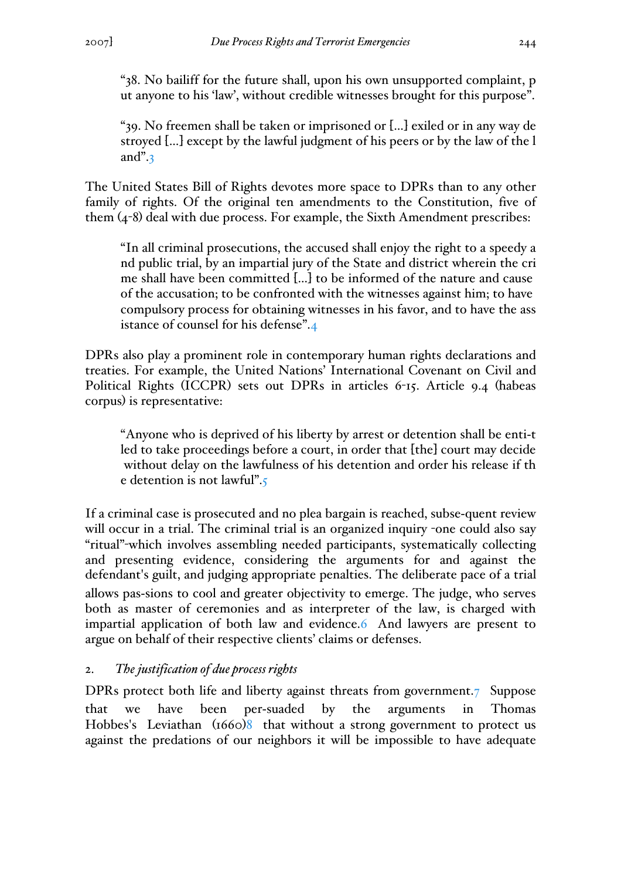"38. No bailiff for the future shall, upon his own unsupported complaint, put anyone to his 'law', without credible witnesses brought for this purpose".

"39. No freemen shall be taken or imprisoned or [...] exiled or in any way destroyed [...] except by the lawful judgment of his peers or by the law of the land".[3]

The United States Bill of Rights devotes more space to DPRs than to any other family of rights. Of the original ten amendments to the Constitution, five of them (4-8) deal with due process. For example, the Sixth Amendment prescribes:

"In all criminal prosecutions, the accused shall enjoy the right to a speedy and public trial, by an impartial jury of the State and district wherein the crime shall have been committed [...] to be informed of the nature and cause of the accusation; to be confronted with the witnesses against him; to have compulsory process for obtaining witnesses in his favor, and to have the assistance of counsel for his defense".[4]

DPRs also play a prominent role in contemporary human rights declarations and treaties. For example, the United Nations' International Covenant on Civil and Political Rights (ICCPR) sets out DPRs in articles 6-15. Article 9.4 (habeas corpus) is representative:

"Anyone who is deprived of his liberty by arrest or detention shall be entitled to take proceedings before a court, in order that [the] court may decide without delay on the lawfulness of his detention and order his release if the detention is not lawful".[5]

If a criminal case is prosecuted and no plea bargain is reached, subsequent review will occur in a trial. The criminal trial is an organized inquiry -one could also say "ritual"-which involves assembling needed participants, systematically collecting and presenting evidence, considering the arguments for and against the defendant's guilt, and judging appropriate penalties. The deliberate pace of a trial allows passions to cool and greater objectivity to emerge. The judge, who serves both as master of ceremonies and as interpreter of the law, is charged with impartial application of both law and evidence.[6] And lawyers are present to argue on behalf of their respective clients' claims or defenses.

## 2. *The justification of due process rights*

DPRs protect both life and liberty against threats from government.[7] Suppose that we have been persuaded by the arguments in Thomas Hobbes's Leviathan (1660)[8] that without a strong government to protect us against the predations of our neighbors it will be impossible to have adequate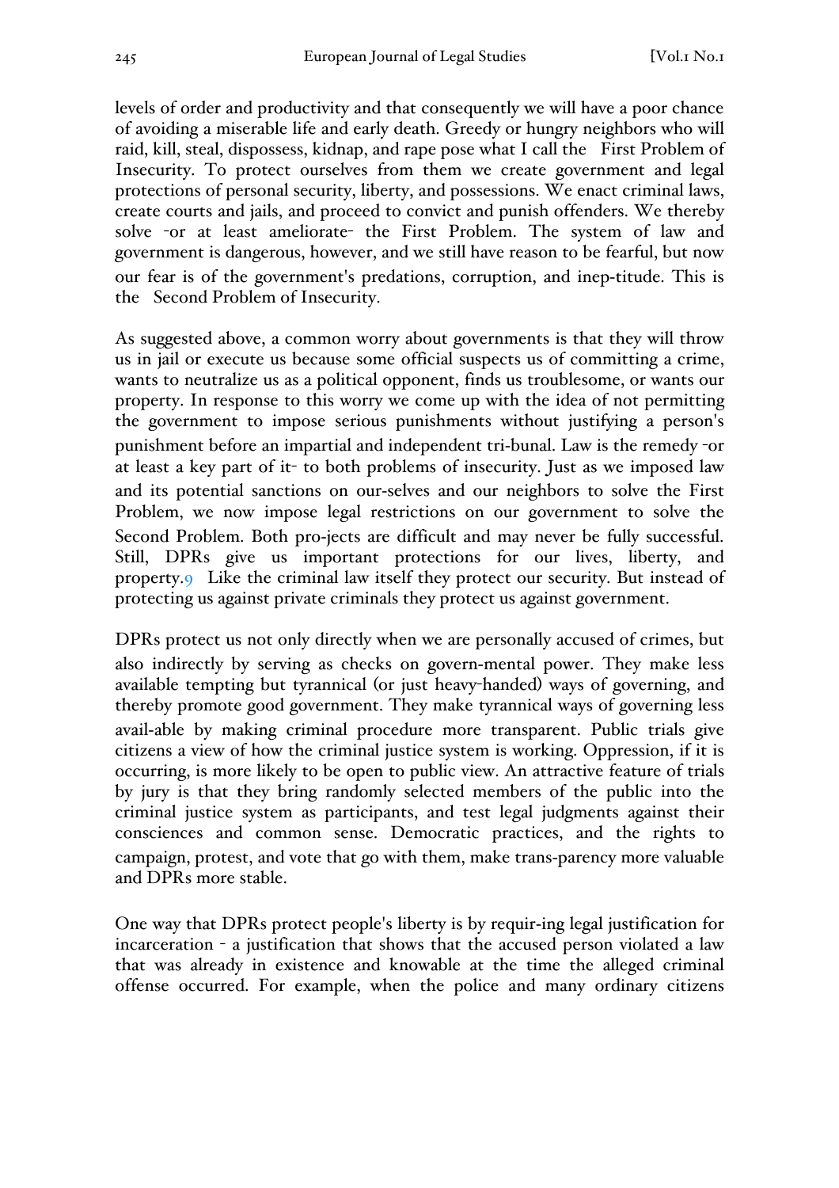levels of order and productivity and that consequently we will have a poor chance of avoiding a miserable life and early death. Greedy or hungry neighbors who will raid, kill, steal, dispossess, kidnap, and rape pose what I call the First Problem of Insecurity. To protect ourselves from them we create government and legal protections of personal security, liberty, and possessions. We enact criminal laws, create courts and jails, and proceed to convict and punish offenders. We thereby solve -or at least ameliorate- the First Problem. The system of law and government is dangerous, however, and we still have reason to be fearful, but now our fear is of the government's predations, corruption, and inep-titude. This is the Second Problem of Insecurity.

As suggested above, a common worry about governments is that they will throw us in jail or execute us because some official suspects us of committing a crime, wants to neutralize us as a political opponent, finds us troublesome, or wants our property. In response to this worry we come up with the idea of not permitting the government to impose serious punishments without justifying a person's punishment before an impartial and independent tri-bunal. Law is the remedy -or at least a key part of it- to both problems of insecurity. Just as we imposed law and its potential sanctions on our-selves and our neighbors to solve the First Problem, we now impose legal restrictions on our government to solve the Second Problem. Both pro-jects are difficult and may never be fully successful. Still, DPRs give us important protections for our lives, liberty, and property.[9] Like the criminal law itself they protect our security. But instead of protecting us against private criminals they protect us against government.

DPRs protect us not only directly when we are personally accused of crimes, but also indirectly by serving as checks on govern-mental power. They make less available tempting but tyrannical (or just heavy-handed) ways of governing, and thereby promote good government. They make tyrannical ways of governing less avail-able by making criminal procedure more transparent. Public trials give citizens a view of how the criminal justice system is working. Oppression, if it is occurring, is more likely to be open to public view. An attractive feature of trials by jury is that they bring randomly selected members of the public into the criminal justice system as participants, and test legal judgments against their consciences and common sense. Democratic practices, and the rights to campaign, protest, and vote that go with them, make trans-parency more valuable and DPRs more stable.

One way that DPRs protect people's liberty is by requir-ing legal justification for incarceration - a justification that shows that the accused person violated a law that was already in existence and knowable at the time the alleged criminal offense occurred. For example, when the police and many ordinary citizens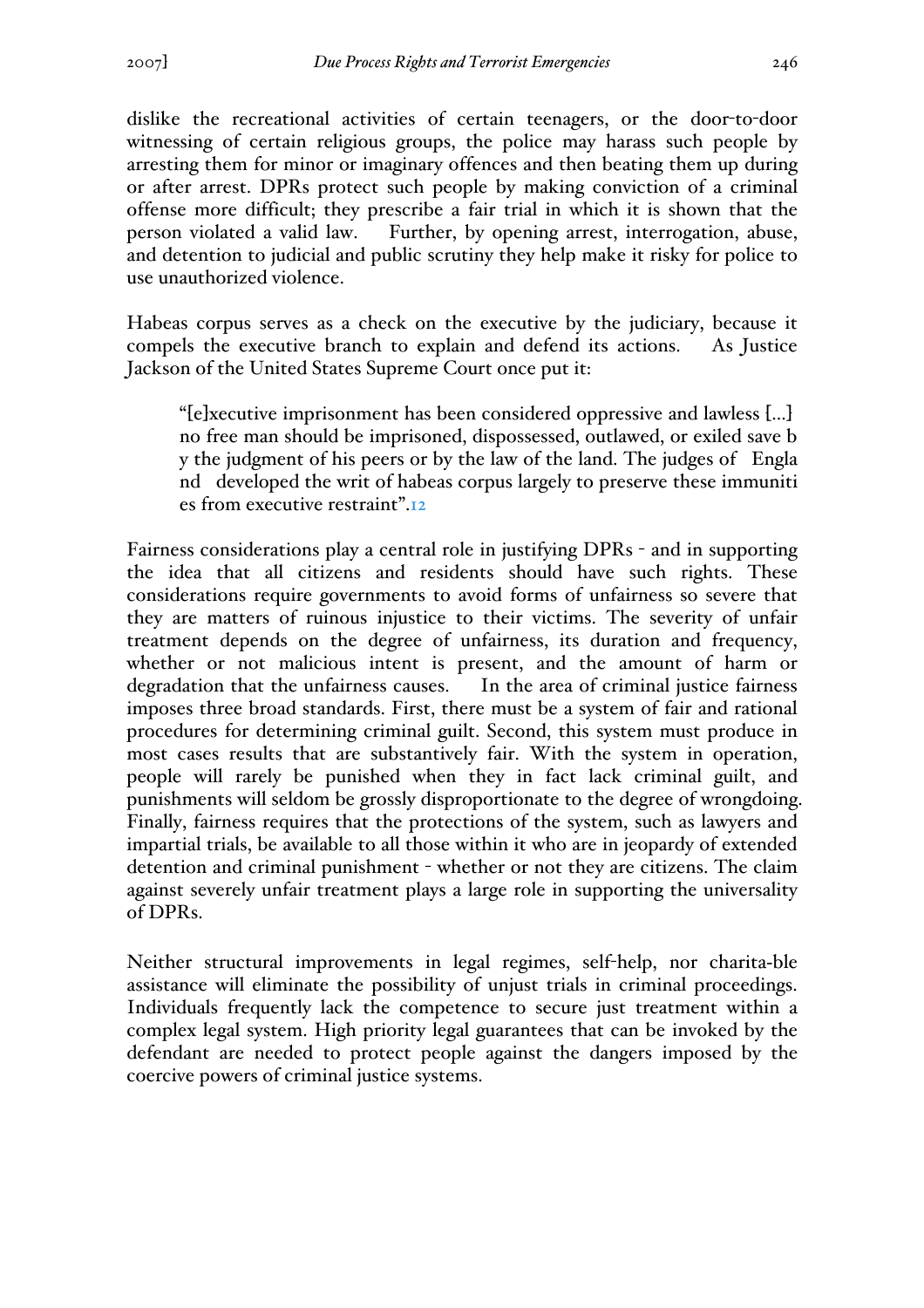dislike the recreational activities of certain teenagers, or the door-to-door witnessing of certain religious groups, the police may harass such people by arresting them for minor or imaginary offences and then beating them up during or after arrest. DPRs protect such people by making conviction of a criminal offense more difficult; they prescribe a fair trial in which it is shown that the person violated a valid law. Further, by opening arrest, interrogation, abuse, and detention to judicial and public scrutiny they help make it risky for police to use unauthorized violence.

Habeas corpus serves as a check on the executive by the judiciary, because it compels the executive branch to explain and defend its actions. As Justice Jackson of the United States Supreme Court once put it:

> "[e]xecutive imprisonment has been considered oppressive and lawless [...] no free man should be imprisoned, dispossessed, outlawed, or exiled save by the judgment of his peers or by the law of the land. The judges of England developed the writ of habeas corpus largely to preserve these immunities from executive restraint".[12]

Fairness considerations play a central role in justifying DPRs - and in supporting the idea that all citizens and residents should have such rights. These considerations require governments to avoid forms of unfairness so severe that they are matters of ruinous injustice to their victims. The severity of unfair treatment depends on the degree of unfairness, its duration and frequency, whether or not malicious intent is present, and the amount of harm or degradation that the unfairness causes. In the area of criminal justice fairness imposes three broad standards. First, there must be a system of fair and rational procedures for determining criminal guilt. Second, this system must produce in most cases results that are substantively fair. With the system in operation, people will rarely be punished when they in fact lack criminal guilt, and punishments will seldom be grossly disproportionate to the degree of wrongdoing. Finally, fairness requires that the protections of the system, such as lawyers and impartial trials, be available to all those within it who are in jeopardy of extended detention and criminal punishment - whether or not they are citizens. The claim against severely unfair treatment plays a large role in supporting the universality of DPRs.

Neither structural improvements in legal regimes, self-help, nor charita-ble assistance will eliminate the possibility of unjust trials in criminal proceedings. Individuals frequently lack the competence to secure just treatment within a complex legal system. High priority legal guarantees that can be invoked by the defendant are needed to protect people against the dangers imposed by the coercive powers of criminal justice systems.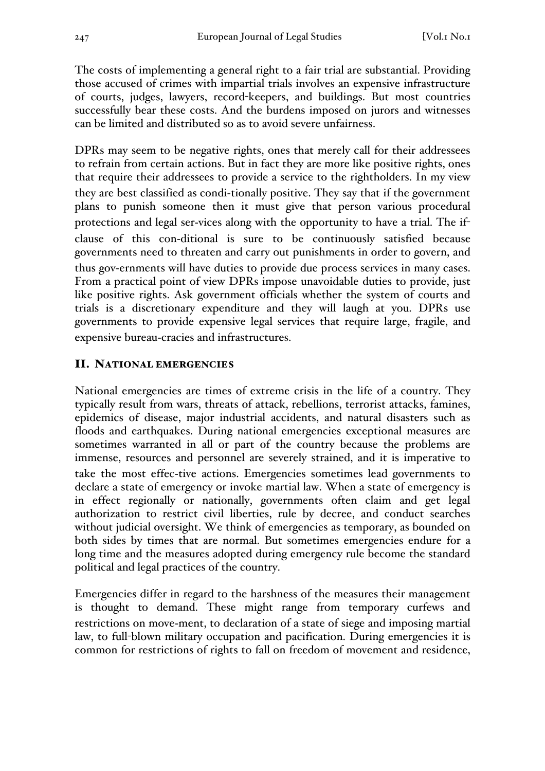The costs of implementing a general right to a fair trial are substantial. Providing those accused of crimes with impartial trials involves an expensive infrastructure of courts, judges, lawyers, record-keepers, and buildings. But most countries successfully bear these costs. And the burdens imposed on jurors and witnesses can be limited and distributed so as to avoid severe unfairness.

DPRs may seem to be negative rights, ones that merely call for their addressees to refrain from certain actions. But in fact they are more like positive rights, ones that require their addressees to provide a service to the rightholders. In my view they are best classified as condi-tionally positive. They say that if the government plans to punish someone then it must give that person various procedural protections and legal ser-vices along with the opportunity to have a trial. The if-clause of this con-ditional is sure to be continuously satisfied because governments need to threaten and carry out punishments in order to govern, and thus gov-ernments will have duties to provide due process services in many cases. From a practical point of view DPRs impose unavoidable duties to provide, just like positive rights. Ask government officials whether the system of courts and trials is a discretionary expenditure and they will laugh at you. DPRs use governments to provide expensive legal services that require large, fragile, and expensive bureau-cracies and infrastructures.

## II. National emergencies

National emergencies are times of extreme crisis in the life of a country. They typically result from wars, threats of attack, rebellions, terrorist attacks, famines, epidemics of disease, major industrial accidents, and natural disasters such as floods and earthquakes. During national emergencies exceptional measures are sometimes warranted in all or part of the country because the problems are immense, resources and personnel are severely strained, and it is imperative to take the most effec-tive actions. Emergencies sometimes lead governments to declare a state of emergency or invoke martial law. When a state of emergency is in effect regionally or nationally, governments often claim and get legal authorization to restrict civil liberties, rule by decree, and conduct searches without judicial oversight. We think of emergencies as temporary, as bounded on both sides by times that are normal. But sometimes emergencies endure for a long time and the measures adopted during emergency rule become the standard political and legal practices of the country.

Emergencies differ in regard to the harshness of the measures their management is thought to demand. These might range from temporary curfews and restrictions on move-ment, to declaration of a state of siege and imposing martial law, to full-blown military occupation and pacification. During emergencies it is common for restrictions of rights to fall on freedom of movement and residence,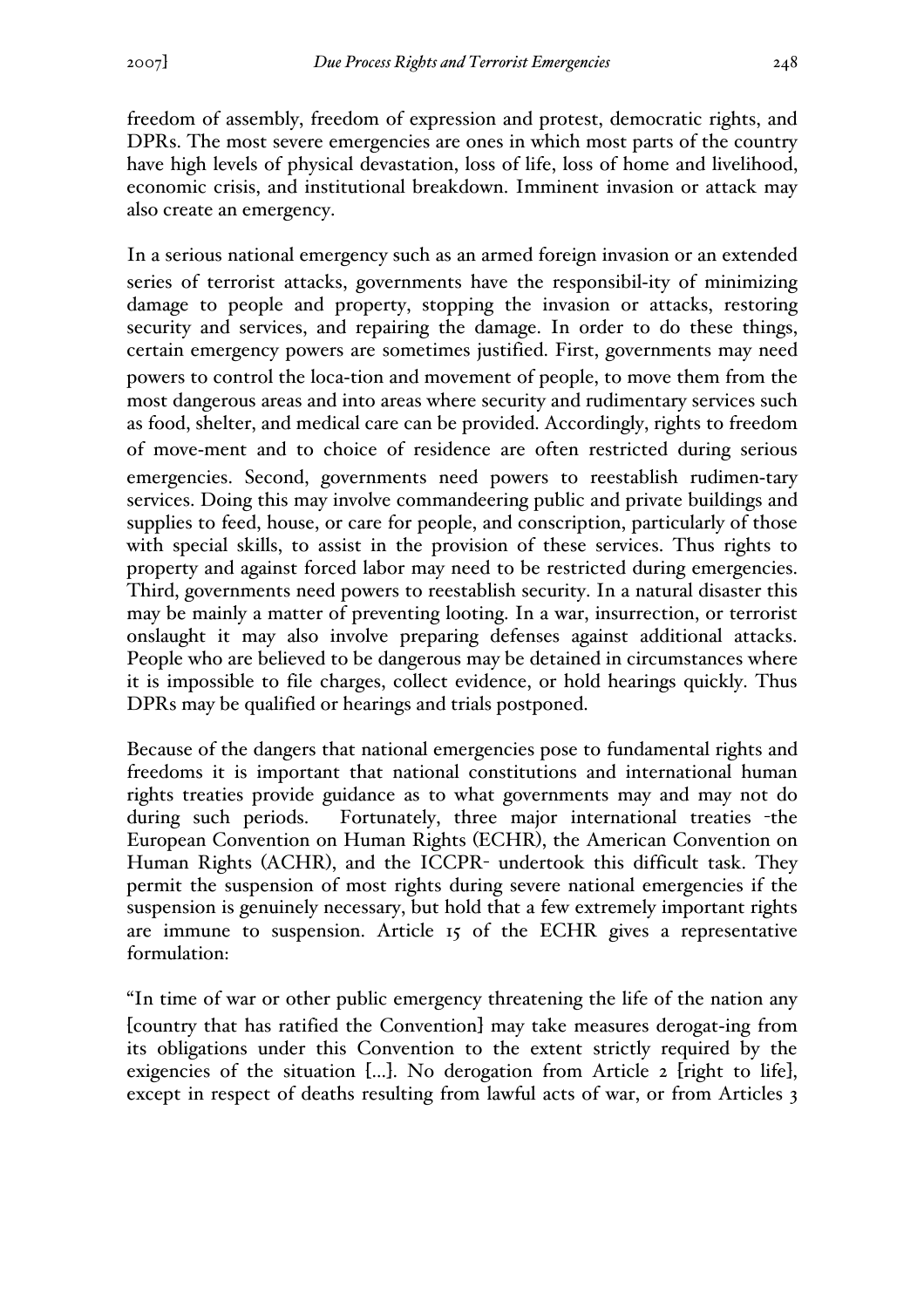freedom of assembly, freedom of expression and protest, democratic rights, and DPRs. The most severe emergencies are ones in which most parts of the country have high levels of physical devastation, loss of life, loss of home and livelihood, economic crisis, and institutional breakdown. Imminent invasion or attack may also create an emergency.

In a serious national emergency such as an armed foreign invasion or an extended series of terrorist attacks, governments have the responsibil-ity of minimizing damage to people and property, stopping the invasion or attacks, restoring security and services, and repairing the damage. In order to do these things, certain emergency powers are sometimes justified. First, governments may need powers to control the loca-tion and movement of people, to move them from the most dangerous areas and into areas where security and rudimentary services such as food, shelter, and medical care can be provided. Accordingly, rights to freedom of move-ment and to choice of residence are often restricted during serious emergencies. Second, governments need powers to reestablish rudimen-tary services. Doing this may involve commandeering public and private buildings and supplies to feed, house, or care for people, and conscription, particularly of those with special skills, to assist in the provision of these services. Thus rights to property and against forced labor may need to be restricted during emergencies. Third, governments need powers to reestablish security. In a natural disaster this may be mainly a matter of preventing looting. In a war, insurrection, or terrorist onslaught it may also involve preparing defenses against additional attacks. People who are believed to be dangerous may be detained in circumstances where it is impossible to file charges, collect evidence, or hold hearings quickly. Thus DPRs may be qualified or hearings and trials postponed.

Because of the dangers that national emergencies pose to fundamental rights and freedoms it is important that national constitutions and international human rights treaties provide guidance as to what governments may and may not do during such periods. Fortunately, three major international treaties -the European Convention on Human Rights (ECHR), the American Convention on Human Rights (ACHR), and the ICCPR- undertook this difficult task. They permit the suspension of most rights during severe national emergencies if the suspension is genuinely necessary, but hold that a few extremely important rights are immune to suspension. Article 15 of the ECHR gives a representative formulation:

"In time of war or other public emergency threatening the life of the nation any [country that has ratified the Convention] may take measures derogat-ing from its obligations under this Convention to the extent strictly required by the exigencies of the situation [...]. No derogation from Article 2 [right to life], except in respect of deaths resulting from lawful acts of war, or from Articles 3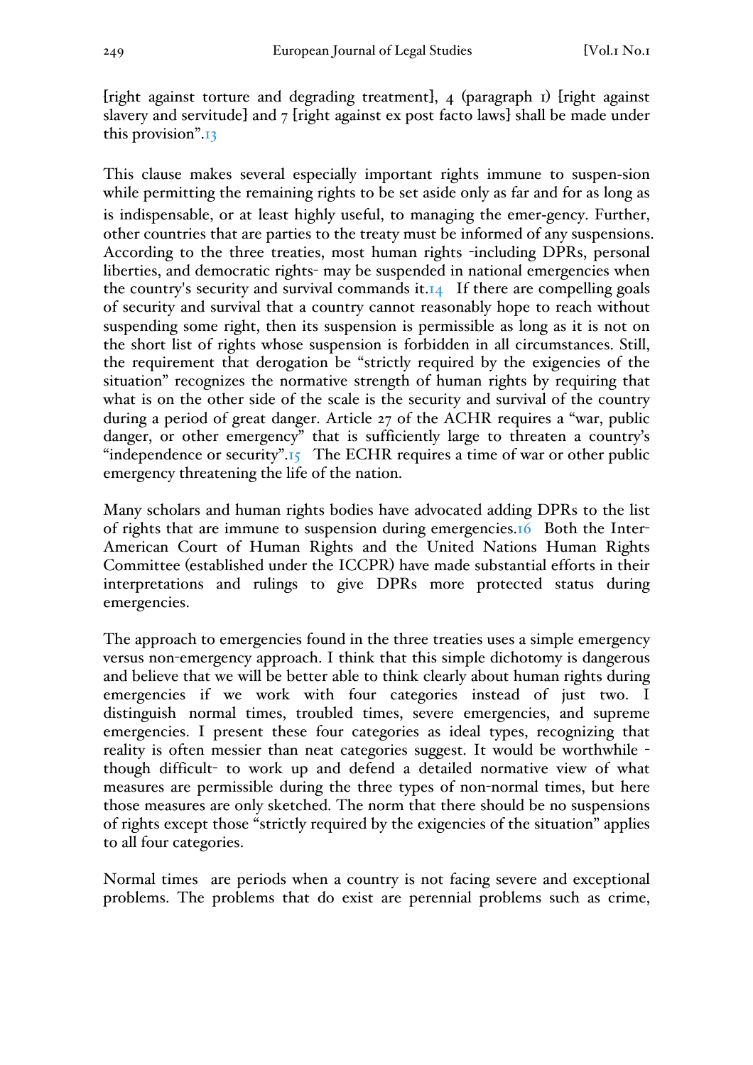[right against torture and degrading treatment], 4 (paragraph 1) [right against slavery and servitude] and 7 [right against ex post facto laws] shall be made under this provision".[13]

This clause makes several especially important rights immune to suspen-sion while permitting the remaining rights to be set aside only as far and for as long as is indispensable, or at least highly useful, to managing the emer-gency. Further, other countries that are parties to the treaty must be informed of any suspensions. According to the three treaties, most human rights -including DPRs, personal liberties, and democratic rights- may be suspended in national emergencies when the country's security and survival commands it.[14] If there are compelling goals of security and survival that a country cannot reasonably hope to reach without suspending some right, then its suspension is permissible as long as it is not on the short list of rights whose suspension is forbidden in all circumstances. Still, the requirement that derogation be "strictly required by the exigencies of the situation" recognizes the normative strength of human rights by requiring that what is on the other side of the scale is the security and survival of the country during a period of great danger. Article 27 of the ACHR requires a "war, public danger, or other emergency" that is sufficiently large to threaten a country's "independence or security".[15] The ECHR requires a time of war or other public emergency threatening the life of the nation.

Many scholars and human rights bodies have advocated adding DPRs to the list of rights that are immune to suspension during emergencies.[16] Both the Inter-American Court of Human Rights and the United Nations Human Rights Committee (established under the ICCPR) have made substantial efforts in their interpretations and rulings to give DPRs more protected status during emergencies.

The approach to emergencies found in the three treaties uses a simple emergency versus non-emergency approach. I think that this simple dichotomy is dangerous and believe that we will be better able to think clearly about human rights during emergencies if we work with four categories instead of just two. I distinguish normal times, troubled times, severe emergencies, and supreme emergencies. I present these four categories as ideal types, recognizing that reality is often messier than neat categories suggest. It would be worthwhile -though difficult- to work up and defend a detailed normative view of what measures are permissible during the three types of non-normal times, but here those measures are only sketched. The norm that there should be no suspensions of rights except those "strictly required by the exigencies of the situation" applies to all four categories.

Normal times are periods when a country is not facing severe and exceptional problems. The problems that do exist are perennial problems such as crime,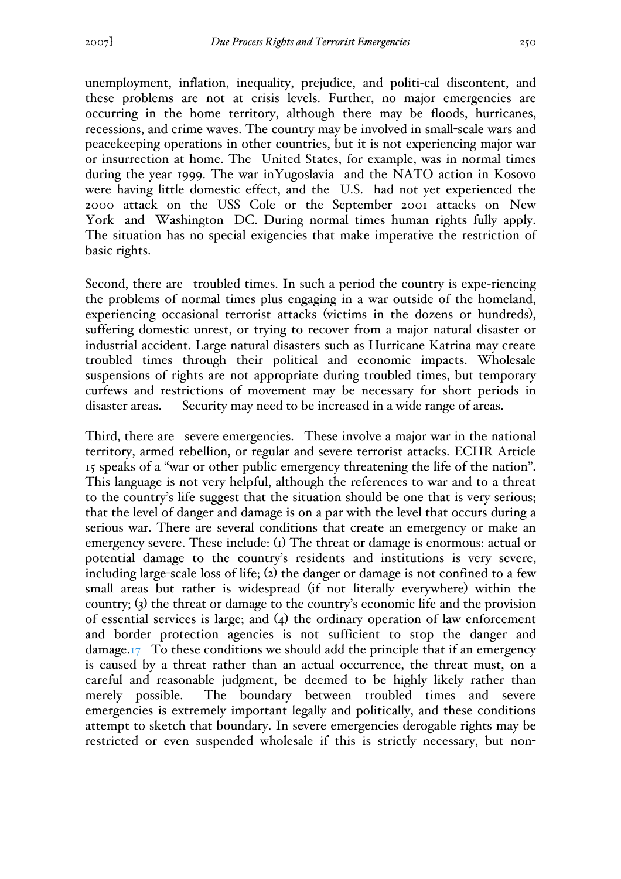unemployment, inflation, inequality, prejudice, and politi-cal discontent, and these problems are not at crisis levels. Further, no major emergencies are occurring in the home territory, although there may be floods, hurricanes, recessions, and crime waves. The country may be involved in small-scale wars and peacekeeping operations in other countries, but it is not experiencing major war or insurrection at home. The United States, for example, was in normal times during the year 1999. The war inYugoslavia and the NATO action in Kosovo were having little domestic effect, and the U.S. had not yet experienced the 2000 attack on the USS Cole or the September 2001 attacks on New York and Washington DC. During normal times human rights fully apply. The situation has no special exigencies that make imperative the restriction of basic rights.

Second, there are troubled times. In such a period the country is expe-riencing the problems of normal times plus engaging in a war outside of the homeland, experiencing occasional terrorist attacks (victims in the dozens or hundreds), suffering domestic unrest, or trying to recover from a major natural disaster or industrial accident. Large natural disasters such as Hurricane Katrina may create troubled times through their political and economic impacts. Wholesale suspensions of rights are not appropriate during troubled times, but temporary curfews and restrictions of movement may be necessary for short periods in disaster areas. Security may need to be increased in a wide range of areas.

Third, there are severe emergencies. These involve a major war in the national territory, armed rebellion, or regular and severe terrorist attacks. ECHR Article 15 speaks of a "war or other public emergency threatening the life of the nation". This language is not very helpful, although the references to war and to a threat to the country's life suggest that the situation should be one that is very serious; that the level of danger and damage is on a par with the level that occurs during a serious war. There are several conditions that create an emergency or make an emergency severe. These include: (1) The threat or damage is enormous: actual or potential damage to the country's residents and institutions is very severe, including large-scale loss of life; (2) the danger or damage is not confined to a few small areas but rather is widespread (if not literally everywhere) within the country; (3) the threat or damage to the country's economic life and the provision of essential services is large; and (4) the ordinary operation of law enforcement and border protection agencies is not sufficient to stop the danger and damage.[17] To these conditions we should add the principle that if an emergency is caused by a threat rather than an actual occurrence, the threat must, on a careful and reasonable judgment, be deemed to be highly likely rather than merely possible. The boundary between troubled times and severe emergencies is extremely important legally and politically, and these conditions attempt to sketch that boundary. In severe emergencies derogable rights may be restricted or even suspended wholesale if this is strictly necessary, but non-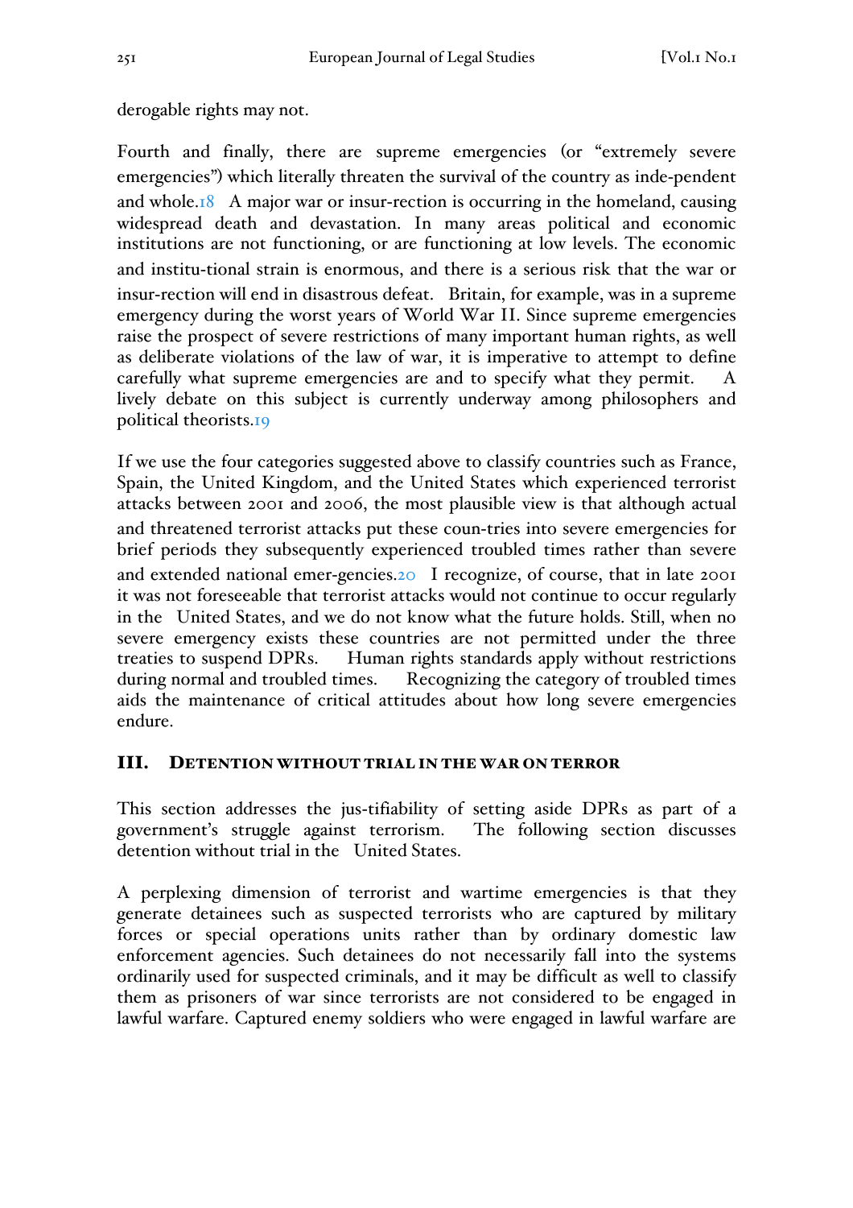derogable rights may not.

Fourth and finally, there are supreme emergencies (or "extremely severe emergencies") which literally threaten the survival of the country as inde-pendent and whole.[18] A major war or insur-rection is occurring in the homeland, causing widespread death and devastation. In many areas political and economic institutions are not functioning, or are functioning at low levels. The economic and institu-tional strain is enormous, and there is a serious risk that the war or insur-rection will end in disastrous defeat. Britain, for example, was in a supreme emergency during the worst years of World War II. Since supreme emergencies raise the prospect of severe restrictions of many important human rights, as well as deliberate violations of the law of war, it is imperative to attempt to define carefully what supreme emergencies are and to specify what they permit. A lively debate on this subject is currently underway among philosophers and political theorists.[19]

If we use the four categories suggested above to classify countries such as France, Spain, the United Kingdom, and the United States which experienced terrorist attacks between 2001 and 2006, the most plausible view is that although actual and threatened terrorist attacks put these coun-tries into severe emergencies for brief periods they subsequently experienced troubled times rather than severe and extended national emer-gencies.[20] I recognize, of course, that in late 2001 it was not foreseeable that terrorist attacks would not continue to occur regularly in the United States, and we do not know what the future holds. Still, when no severe emergency exists these countries are not permitted under the three treaties to suspend DPRs. Human rights standards apply without restrictions during normal and troubled times. Recognizing the category of troubled times aids the maintenance of critical attitudes about how long severe emergencies endure.

## III. Detention without Trial in the War on Terror

This section addresses the jus-tifiability of setting aside DPRs as part of a government's struggle against terrorism. The following section discusses detention without trial in the United States.

A perplexing dimension of terrorist and wartime emergencies is that they generate detainees such as suspected terrorists who are captured by military forces or special operations units rather than by ordinary domestic law enforcement agencies. Such detainees do not necessarily fall into the systems ordinarily used for suspected criminals, and it may be difficult as well to classify them as prisoners of war since terrorists are not considered to be engaged in lawful warfare. Captured enemy soldiers who were engaged in lawful warfare are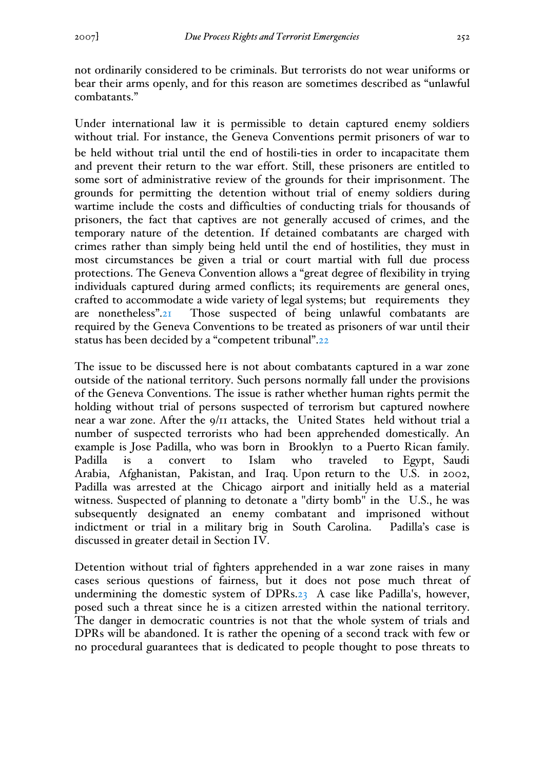not ordinarily considered to be criminals. But terrorists do not wear uniforms or bear their arms openly, and for this reason are sometimes described as "unlawful combatants."

Under international law it is permissible to detain captured enemy soldiers without trial. For instance, the Geneva Conventions permit prisoners of war to be held without trial until the end of hostili-ties in order to incapacitate them and prevent their return to the war effort. Still, these prisoners are entitled to some sort of administrative review of the grounds for their imprisonment. The grounds for permitting the detention without trial of enemy soldiers during wartime include the costs and difficulties of conducting trials for thousands of prisoners, the fact that captives are not generally accused of crimes, and the temporary nature of the detention. If detained combatants are charged with crimes rather than simply being held until the end of hostilities, they must in most circumstances be given a trial or court martial with full due process protections. The Geneva Convention allows a "great degree of flexibility in trying individuals captured during armed conflicts; its requirements are general ones, crafted to accommodate a wide variety of legal systems; but requirements they are nonetheless".[21] Those suspected of being unlawful combatants are required by the Geneva Conventions to be treated as prisoners of war until their status has been decided by a "competent tribunal".[22]

The issue to be discussed here is not about combatants captured in a war zone outside of the national territory. Such persons normally fall under the provisions of the Geneva Conventions. The issue is rather whether human rights permit the holding without trial of persons suspected of terrorism but captured nowhere near a war zone. After the 9/11 attacks, the United States held without trial a number of suspected terrorists who had been apprehended domestically. An example is Jose Padilla, who was born in Brooklyn to a Puerto Rican family. Padilla is a convert to Islam who traveled to Egypt, Saudi Arabia, Afghanistan, Pakistan, and Iraq. Upon return to the U.S. in 2002, Padilla was arrested at the Chicago airport and initially held as a material witness. Suspected of planning to detonate a "dirty bomb" in the U.S., he was subsequently designated an enemy combatant and imprisoned without indictment or trial in a military brig in South Carolina. Padilla's case is discussed in greater detail in Section IV.

Detention without trial of fighters apprehended in a war zone raises in many cases serious questions of fairness, but it does not pose much threat of undermining the domestic system of DPRs.[23] A case like Padilla's, however, posed such a threat since he is a citizen arrested within the national territory. The danger in democratic countries is not that the whole system of trials and DPRs will be abandoned. It is rather the opening of a second track with few or no procedural guarantees that is dedicated to people thought to pose threats to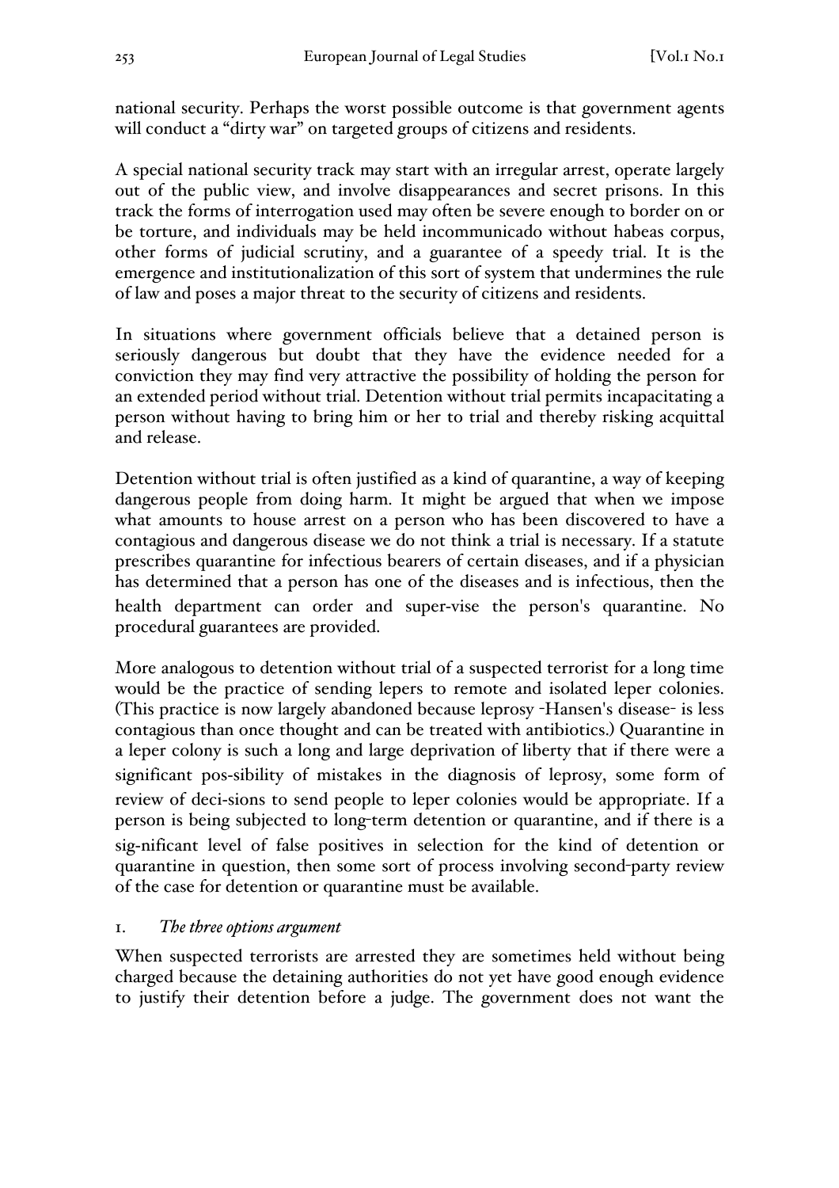national security. Perhaps the worst possible outcome is that government agents will conduct a "dirty war" on targeted groups of citizens and residents.

A special national security track may start with an irregular arrest, operate largely out of the public view, and involve disappearances and secret prisons. In this track the forms of interrogation used may often be severe enough to border on or be torture, and individuals may be held incommunicado without habeas corpus, other forms of judicial scrutiny, and a guarantee of a speedy trial. It is the emergence and institutionalization of this sort of system that undermines the rule of law and poses a major threat to the security of citizens and residents.

In situations where government officials believe that a detained person is seriously dangerous but doubt that they have the evidence needed for a conviction they may find very attractive the possibility of holding the person for an extended period without trial. Detention without trial permits incapacitating a person without having to bring him or her to trial and thereby risking acquittal and release.

Detention without trial is often justified as a kind of quarantine, a way of keeping dangerous people from doing harm. It might be argued that when we impose what amounts to house arrest on a person who has been discovered to have a contagious and dangerous disease we do not think a trial is necessary. If a statute prescribes quarantine for infectious bearers of certain diseases, and if a physician has determined that a person has one of the diseases and is infectious, then the health department can order and super-vise the person's quarantine. No procedural guarantees are provided.

More analogous to detention without trial of a suspected terrorist for a long time would be the practice of sending lepers to remote and isolated leper colonies. (This practice is now largely abandoned because leprosy -Hansen's disease- is less contagious than once thought and can be treated with antibiotics.) Quarantine in a leper colony is such a long and large deprivation of liberty that if there were a significant pos-sibility of mistakes in the diagnosis of leprosy, some form of review of deci-sions to send people to leper colonies would be appropriate. If a person is being subjected to long-term detention or quarantine, and if there is a sig-nificant level of false positives in selection for the kind of detention or quarantine in question, then some sort of process involving second-party review of the case for detention or quarantine must be available.

### 1. *The three options argument*

When suspected terrorists are arrested they are sometimes held without being charged because the detaining authorities do not yet have good enough evidence to justify their detention before a judge. The government does not want the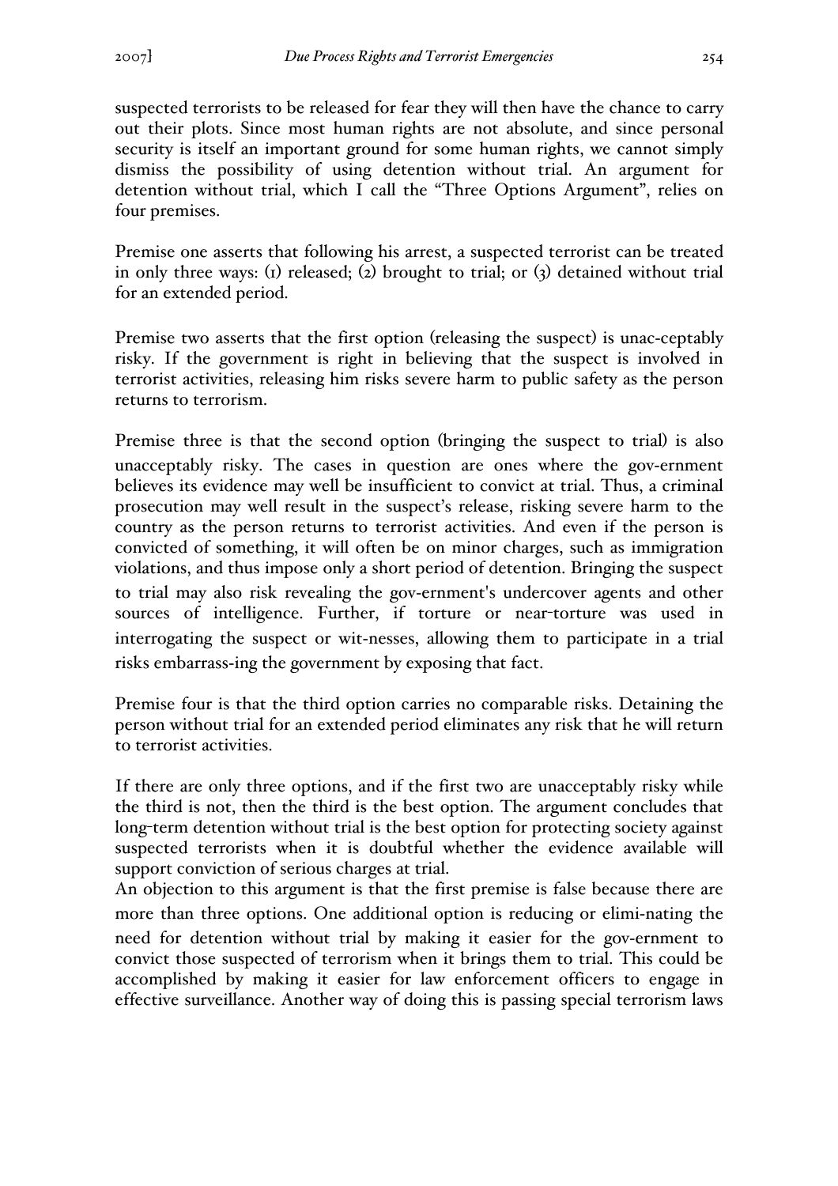suspected terrorists to be released for fear they will then have the chance to carry out their plots. Since most human rights are not absolute, and since personal security is itself an important ground for some human rights, we cannot simply dismiss the possibility of using detention without trial. An argument for detention without trial, which I call the "Three Options Argument", relies on four premises.

Premise one asserts that following his arrest, a suspected terrorist can be treated in only three ways: (1) released; (2) brought to trial; or (3) detained without trial for an extended period.

Premise two asserts that the first option (releasing the suspect) is unac-ceptably risky. If the government is right in believing that the suspect is involved in terrorist activities, releasing him risks severe harm to public safety as the person returns to terrorism.

Premise three is that the second option (bringing the suspect to trial) is also unacceptably risky. The cases in question are ones where the gov-ernment believes its evidence may well be insufficient to convict at trial. Thus, a criminal prosecution may well result in the suspect's release, risking severe harm to the country as the person returns to terrorist activities. And even if the person is convicted of something, it will often be on minor charges, such as immigration violations, and thus impose only a short period of detention. Bringing the suspect to trial may also risk revealing the gov-ernment's undercover agents and other sources of intelligence. Further, if torture or near-torture was used in interrogating the suspect or wit-nesses, allowing them to participate in a trial risks embarrass-ing the government by exposing that fact.

Premise four is that the third option carries no comparable risks. Detaining the person without trial for an extended period eliminates any risk that he will return to terrorist activities.

If there are only three options, and if the first two are unacceptably risky while the third is not, then the third is the best option. The argument concludes that long-term detention without trial is the best option for protecting society against suspected terrorists when it is doubtful whether the evidence available will support conviction of serious charges at trial.

An objection to this argument is that the first premise is false because there are more than three options. One additional option is reducing or elimi-nating the need for detention without trial by making it easier for the gov-ernment to convict those suspected of terrorism when it brings them to trial. This could be accomplished by making it easier for law enforcement officers to engage in effective surveillance. Another way of doing this is passing special terrorism laws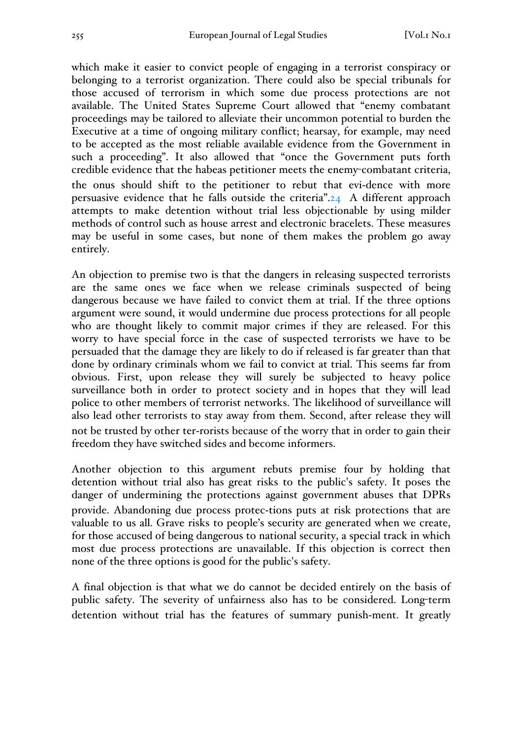which make it easier to convict people of engaging in a terrorist conspiracy or belonging to a terrorist organization. There could also be special tribunals for those accused of terrorism in which some due process protections are not available. The United States Supreme Court allowed that "enemy combatant proceedings may be tailored to alleviate their uncommon potential to burden the Executive at a time of ongoing military conflict; hearsay, for example, may need to be accepted as the most reliable available evidence from the Government in such a proceeding". It also allowed that "once the Government puts forth credible evidence that the habeas petitioner meets the enemy-combatant criteria, the onus should shift to the petitioner to rebut that evi-dence with more persuasive evidence that he falls outside the criteria".[24] A different approach attempts to make detention without trial less objectionable by using milder methods of control such as house arrest and electronic bracelets. These measures may be useful in some cases, but none of them makes the problem go away entirely.

An objection to premise two is that the dangers in releasing suspected terrorists are the same ones we face when we release criminals suspected of being dangerous because we have failed to convict them at trial. If the three options argument were sound, it would undermine due process protections for all people who are thought likely to commit major crimes if they are released. For this worry to have special force in the case of suspected terrorists we have to be persuaded that the damage they are likely to do if released is far greater than that done by ordinary criminals whom we fail to convict at trial. This seems far from obvious. First, upon release they will surely be subjected to heavy police surveillance both in order to protect society and in hopes that they will lead police to other members of terrorist networks. The likelihood of surveillance will also lead other terrorists to stay away from them. Second, after release they will not be trusted by other ter-rorists because of the worry that in order to gain their freedom they have switched sides and become informers.

Another objection to this argument rebuts premise four by holding that detention without trial also has great risks to the public's safety. It poses the danger of undermining the protections against government abuses that DPRs provide. Abandoning due process protec-tions puts at risk protections that are valuable to us all. Grave risks to people's security are generated when we create, for those accused of being dangerous to national security, a special track in which most due process protections are unavailable. If this objection is correct then none of the three options is good for the public's safety.

A final objection is that what we do cannot be decided entirely on the basis of public safety. The severity of unfairness also has to be considered. Long-term detention without trial has the features of summary punish-ment. It greatly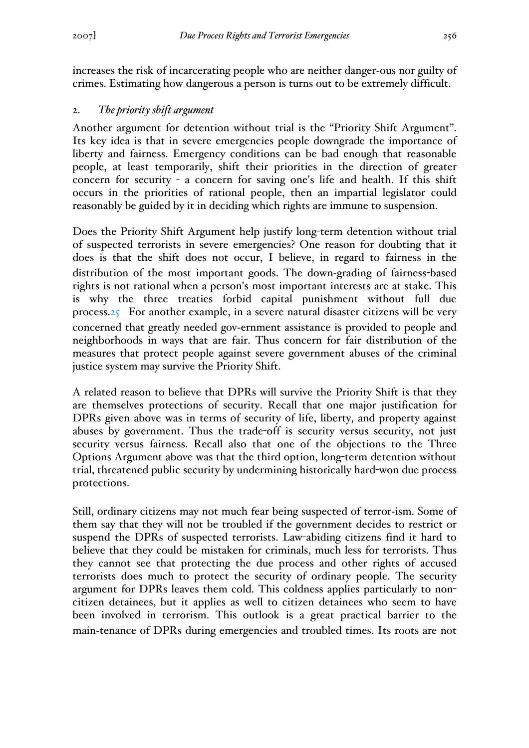increases the risk of incarcerating people who are neither danger-ous nor guilty of crimes. Estimating how dangerous a person is turns out to be extremely difficult.

### 2. *The priority shift argument*

Another argument for detention without trial is the "Priority Shift Argument". Its key idea is that in severe emergencies people downgrade the importance of liberty and fairness. Emergency conditions can be bad enough that reasonable people, at least temporarily, shift their priorities in the direction of greater concern for security - a concern for saving one's life and health. If this shift occurs in the priorities of rational people, then an impartial legislator could reasonably be guided by it in deciding which rights are immune to suspension.

Does the Priority Shift Argument help justify long-term detention without trial of suspected terrorists in severe emergencies? One reason for doubting that it does is that the shift does not occur, I believe, in regard to fairness in the distribution of the most important goods. The down-grading of fairness-based rights is not rational when a person's most important interests are at stake. This is why the three treaties forbid capital punishment without full due process.[25] For another example, in a severe natural disaster citizens will be very concerned that greatly needed gov-ernment assistance is provided to people and neighborhoods in ways that are fair. Thus concern for fair distribution of the measures that protect people against severe government abuses of the criminal justice system may survive the Priority Shift.

A related reason to believe that DPRs will survive the Priority Shift is that they are themselves protections of security. Recall that one major justification for DPRs given above was in terms of security of life, liberty, and property against abuses by government. Thus the trade-off is security versus security, not just security versus fairness. Recall also that one of the objections to the Three Options Argument above was that the third option, long-term detention without trial, threatened public security by undermining historically hard-won due process protections.

Still, ordinary citizens may not much fear being suspected of terror-ism. Some of them say that they will not be troubled if the government decides to restrict or suspend the DPRs of suspected terrorists. Law-abiding citizens find it hard to believe that they could be mistaken for criminals, much less for terrorists. Thus they cannot see that protecting the due process and other rights of accused terrorists does much to protect the security of ordinary people. The security argument for DPRs leaves them cold. This coldness applies particularly to non-citizen detainees, but it applies as well to citizen detainees who seem to have been involved in terrorism. This outlook is a great practical barrier to the main-tenance of DPRs during emergencies and troubled times. Its roots are not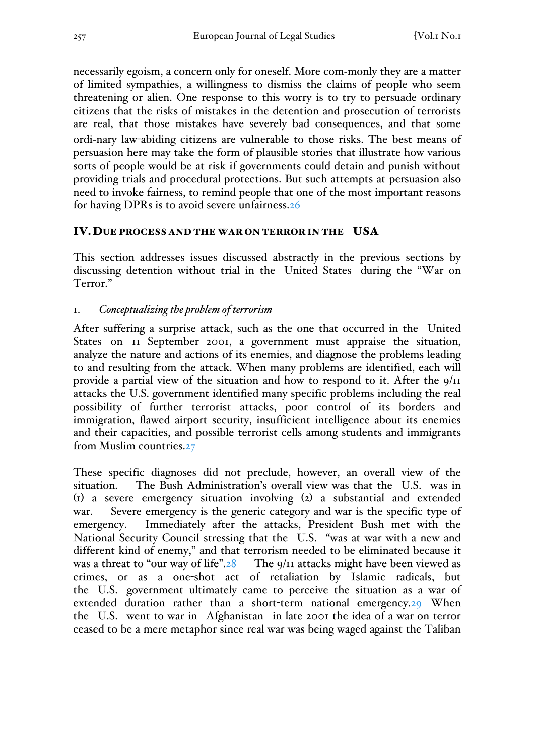necessarily egoism, a concern only for oneself. More com-monly they are a matter of limited sympathies, a willingness to dismiss the claims of people who seem threatening or alien. One response to this worry is to try to persuade ordinary citizens that the risks of mistakes in the detention and prosecution of terrorists are real, that those mistakes have severely bad consequences, and that some ordi-nary law-abiding citizens are vulnerable to those risks. The best means of persuasion here may take the form of plausible stories that illustrate how various sorts of people would be at risk if governments could detain and punish without providing trials and procedural protections. But such attempts at persuasion also need to invoke fairness, to remind people that one of the most important reasons for having DPRs is to avoid severe unfairness.[26]

## IV. Due process and the war on terror in the USA

This section addresses issues discussed abstractly in the previous sections by discussing detention without trial in the United States during the "War on Terror."

### 1. *Conceptualizing the problem of terrorism*

After suffering a surprise attack, such as the one that occurred in the United States on 11 September 2001, a government must appraise the situation, analyze the nature and actions of its enemies, and diagnose the problems leading to and resulting from the attack. When many problems are identified, each will provide a partial view of the situation and how to respond to it. After the 9/11 attacks the U.S. government identified many specific problems including the real possibility of further terrorist attacks, poor control of its borders and immigration, flawed airport security, insufficient intelligence about its enemies and their capacities, and possible terrorist cells among students and immigrants from Muslim countries.[27]

These specific diagnoses did not preclude, however, an overall view of the situation. The Bush Administration's overall view was that the U.S. was in (1) a severe emergency situation involving (2) a substantial and extended war. Severe emergency is the generic category and war is the specific type of emergency. Immediately after the attacks, President Bush met with the National Security Council stressing that the U.S. "was at war with a new and different kind of enemy," and that terrorism needed to be eliminated because it was a threat to "our way of life".[28] The 9/11 attacks might have been viewed as crimes, or as a one-shot act of retaliation by Islamic radicals, but the U.S. government ultimately came to perceive the situation as a war of extended duration rather than a short-term national emergency.[29] When the U.S. went to war in Afghanistan in late 2001 the idea of a war on terror ceased to be a mere metaphor since real war was being waged against the Taliban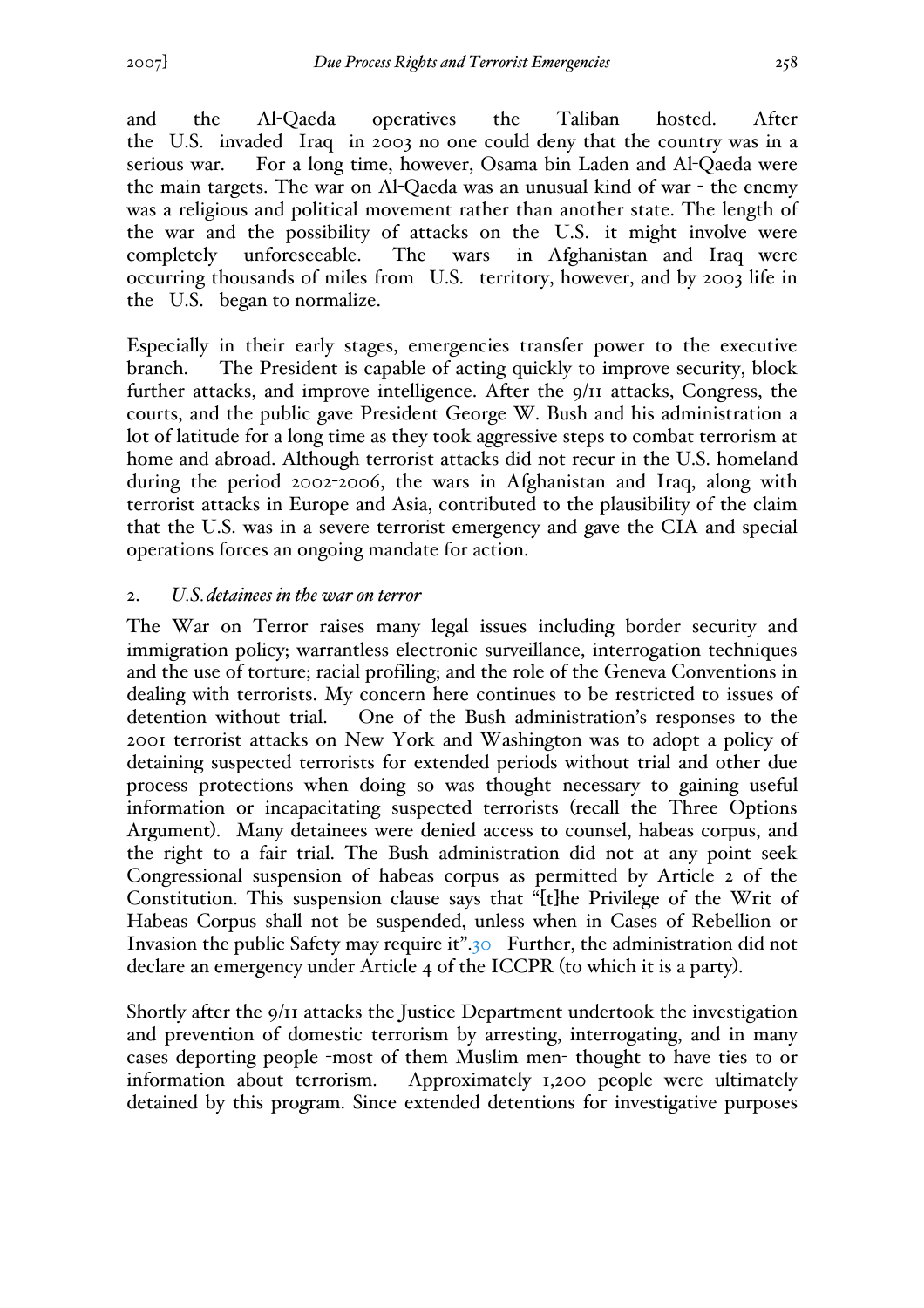and the Al-Qaeda operatives the Taliban hosted. After the U.S. invaded Iraq in 2003 no one could deny that the country was in a serious war. For a long time, however, Osama bin Laden and Al-Qaeda were the main targets. The war on Al-Qaeda was an unusual kind of war - the enemy was a religious and political movement rather than another state. The length of the war and the possibility of attacks on the U.S. it might involve were completely unforeseeable. The wars in Afghanistan and Iraq were occurring thousands of miles from U.S. territory, however, and by 2003 life in the U.S. began to normalize.

Especially in their early stages, emergencies transfer power to the executive branch. The President is capable of acting quickly to improve security, block further attacks, and improve intelligence. After the 9/11 attacks, Congress, the courts, and the public gave President George W. Bush and his administration a lot of latitude for a long time as they took aggressive steps to combat terrorism at home and abroad. Although terrorist attacks did not recur in the U.S. homeland during the period 2002-2006, the wars in Afghanistan and Iraq, along with terrorist attacks in Europe and Asia, contributed to the plausibility of the claim that the U.S. was in a severe terrorist emergency and gave the CIA and special operations forces an ongoing mandate for action.

### 2. *U.S. detainees in the war on terror*

The War on Terror raises many legal issues including border security and immigration policy; warrantless electronic surveillance, interrogation techniques and the use of torture; racial profiling; and the role of the Geneva Conventions in dealing with terrorists. My concern here continues to be restricted to issues of detention without trial. One of the Bush administration's responses to the 2001 terrorist attacks on New York and Washington was to adopt a policy of detaining suspected terrorists for extended periods without trial and other due process protections when doing so was thought necessary to gaining useful information or incapacitating suspected terrorists (recall the Three Options Argument). Many detainees were denied access to counsel, habeas corpus, and the right to a fair trial. The Bush administration did not at any point seek Congressional suspension of habeas corpus as permitted by Article 2 of the Constitution. This suspension clause says that "[t]he Privilege of the Writ of Habeas Corpus shall not be suspended, unless when in Cases of Rebellion or Invasion the public Safety may require it".[30] Further, the administration did not declare an emergency under Article 4 of the ICCPR (to which it is a party).

Shortly after the 9/11 attacks the Justice Department undertook the investigation and prevention of domestic terrorism by arresting, interrogating, and in many cases deporting people -most of them Muslim men- thought to have ties to or information about terrorism. Approximately 1,200 people were ultimately detained by this program. Since extended detentions for investigative purposes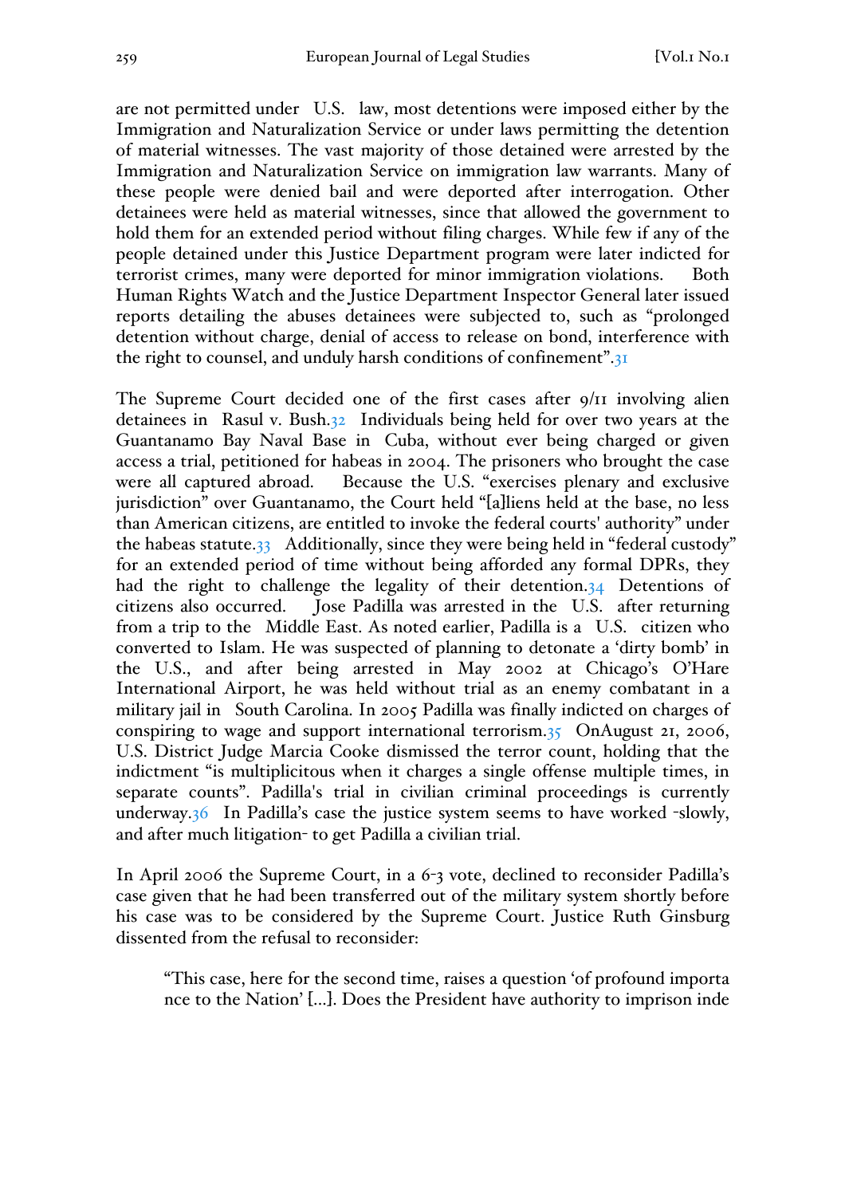are not permitted under U.S. law, most detentions were imposed either by the Immigration and Naturalization Service or under laws permitting the detention of material witnesses. The vast majority of those detained were arrested by the Immigration and Naturalization Service on immigration law warrants. Many of these people were denied bail and were deported after interrogation. Other detainees were held as material witnesses, since that allowed the government to hold them for an extended period without filing charges. While few if any of the people detained under this Justice Department program were later indicted for terrorist crimes, many were deported for minor immigration violations. Both Human Rights Watch and the Justice Department Inspector General later issued reports detailing the abuses detainees were subjected to, such as "prolonged detention without charge, denial of access to release on bond, interference with the right to counsel, and unduly harsh conditions of confinement".[31]

The Supreme Court decided one of the first cases after 9/11 involving alien detainees in Rasul v. Bush.[32] Individuals being held for over two years at the Guantanamo Bay Naval Base in Cuba, without ever being charged or given access a trial, petitioned for habeas in 2004. The prisoners who brought the case were all captured abroad. Because the U.S. "exercises plenary and exclusive jurisdiction" over Guantanamo, the Court held "[a]liens held at the base, no less than American citizens, are entitled to invoke the federal courts' authority" under the habeas statute.[33] Additionally, since they were being held in "federal custody" for an extended period of time without being afforded any formal DPRs, they had the right to challenge the legality of their detention.[34] Detentions of citizens also occurred. Jose Padilla was arrested in the U.S. after returning from a trip to the Middle East. As noted earlier, Padilla is a U.S. citizen who converted to Islam. He was suspected of planning to detonate a 'dirty bomb' in the U.S., and after being arrested in May 2002 at Chicago's O'Hare International Airport, he was held without trial as an enemy combatant in a military jail in South Carolina. In 2005 Padilla was finally indicted on charges of conspiring to wage and support international terrorism.[35] OnAugust 21, 2006, U.S. District Judge Marcia Cooke dismissed the terror count, holding that the indictment "is multiplicitous when it charges a single offense multiple times, in separate counts". Padilla's trial in civilian criminal proceedings is currently underway.[36] In Padilla's case the justice system seems to have worked -slowly, and after much litigation- to get Padilla a civilian trial.

In April 2006 the Supreme Court, in a 6-3 vote, declined to reconsider Padilla's case given that he had been transferred out of the military system shortly before his case was to be considered by the Supreme Court. Justice Ruth Ginsburg dissented from the refusal to reconsider:

> "This case, here for the second time, raises a question 'of profound importa nce to the Nation' [...]. Does the President have authority to imprison inde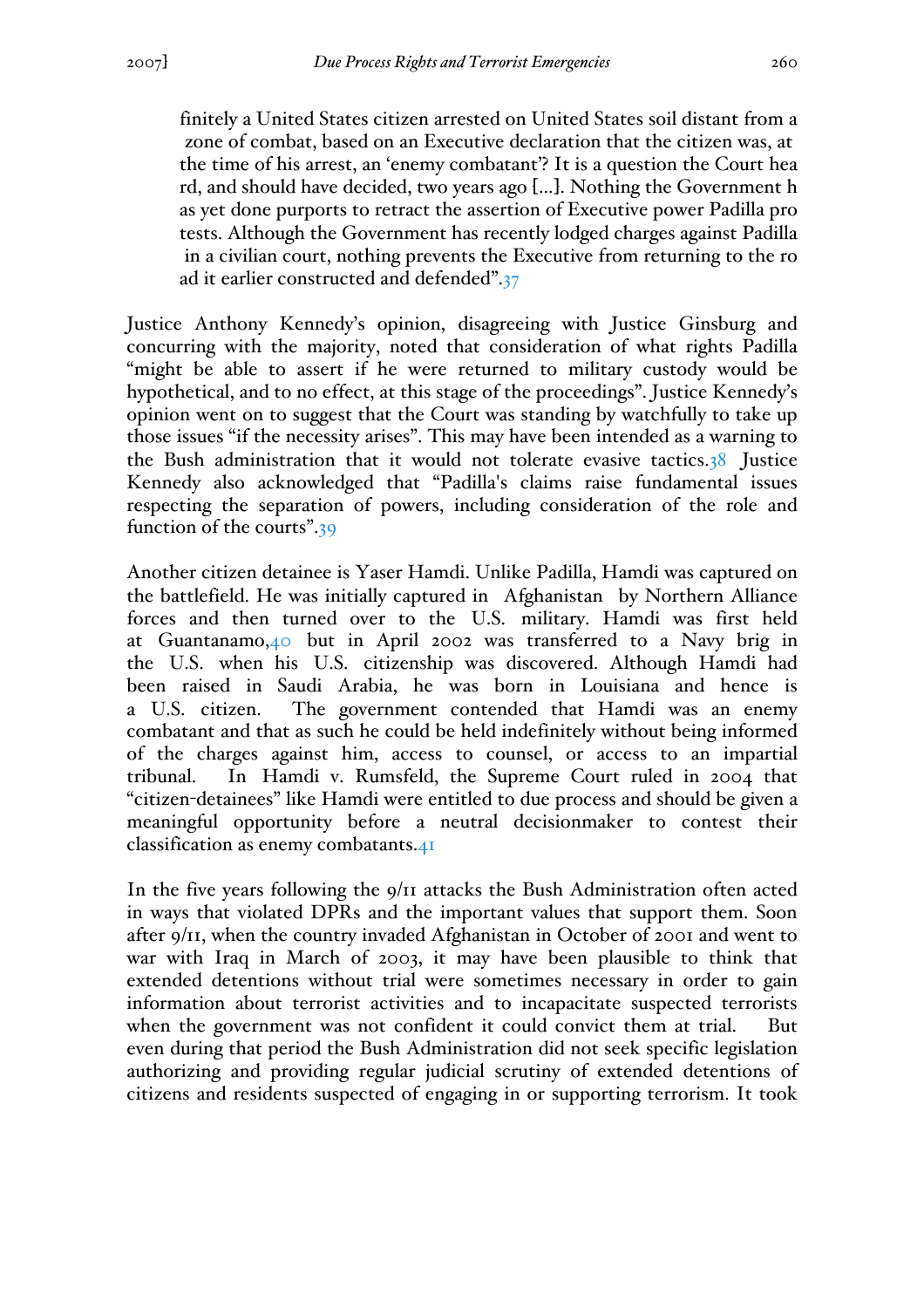finitely a United States citizen arrested on United States soil distant from a zone of combat, based on an Executive declaration that the citizen was, at the time of his arrest, an 'enemy combatant'? It is a question the Court heard, and should have decided, two years ago [...]. Nothing the Government has yet done purports to retract the assertion of Executive power Padilla protests. Although the Government has recently lodged charges against Padilla in a civilian court, nothing prevents the Executive from returning to the road it earlier constructed and defended".[37]

Justice Anthony Kennedy's opinion, disagreeing with Justice Ginsburg and concurring with the majority, noted that consideration of what rights Padilla "might be able to assert if he were returned to military custody would be hypothetical, and to no effect, at this stage of the proceedings". Justice Kennedy's opinion went on to suggest that the Court was standing by watchfully to take up those issues "if the necessity arises". This may have been intended as a warning to the Bush administration that it would not tolerate evasive tactics.[38] Justice Kennedy also acknowledged that "Padilla's claims raise fundamental issues respecting the separation of powers, including consideration of the role and function of the courts".[39]

Another citizen detainee is Yaser Hamdi. Unlike Padilla, Hamdi was captured on the battlefield. He was initially captured in Afghanistan by Northern Alliance forces and then turned over to the U.S. military. Hamdi was first held at Guantanamo,[40] but in April 2002 was transferred to a Navy brig in the U.S. when his U.S. citizenship was discovered. Although Hamdi had been raised in Saudi Arabia, he was born in Louisiana and hence is a U.S. citizen. The government contended that Hamdi was an enemy combatant and that as such he could be held indefinitely without being informed of the charges against him, access to counsel, or access to an impartial tribunal. In Hamdi v. Rumsfeld, the Supreme Court ruled in 2004 that "citizen-detainees" like Hamdi were entitled to due process and should be given a meaningful opportunity before a neutral decisionmaker to contest their classification as enemy combatants.[41]

In the five years following the 9/11 attacks the Bush Administration often acted in ways that violated DPRs and the important values that support them. Soon after 9/11, when the country invaded Afghanistan in October of 2001 and went to war with Iraq in March of 2003, it may have been plausible to think that extended detentions without trial were sometimes necessary in order to gain information about terrorist activities and to incapacitate suspected terrorists when the government was not confident it could convict them at trial. But even during that period the Bush Administration did not seek specific legislation authorizing and providing regular judicial scrutiny of extended detentions of citizens and residents suspected of engaging in or supporting terrorism. It took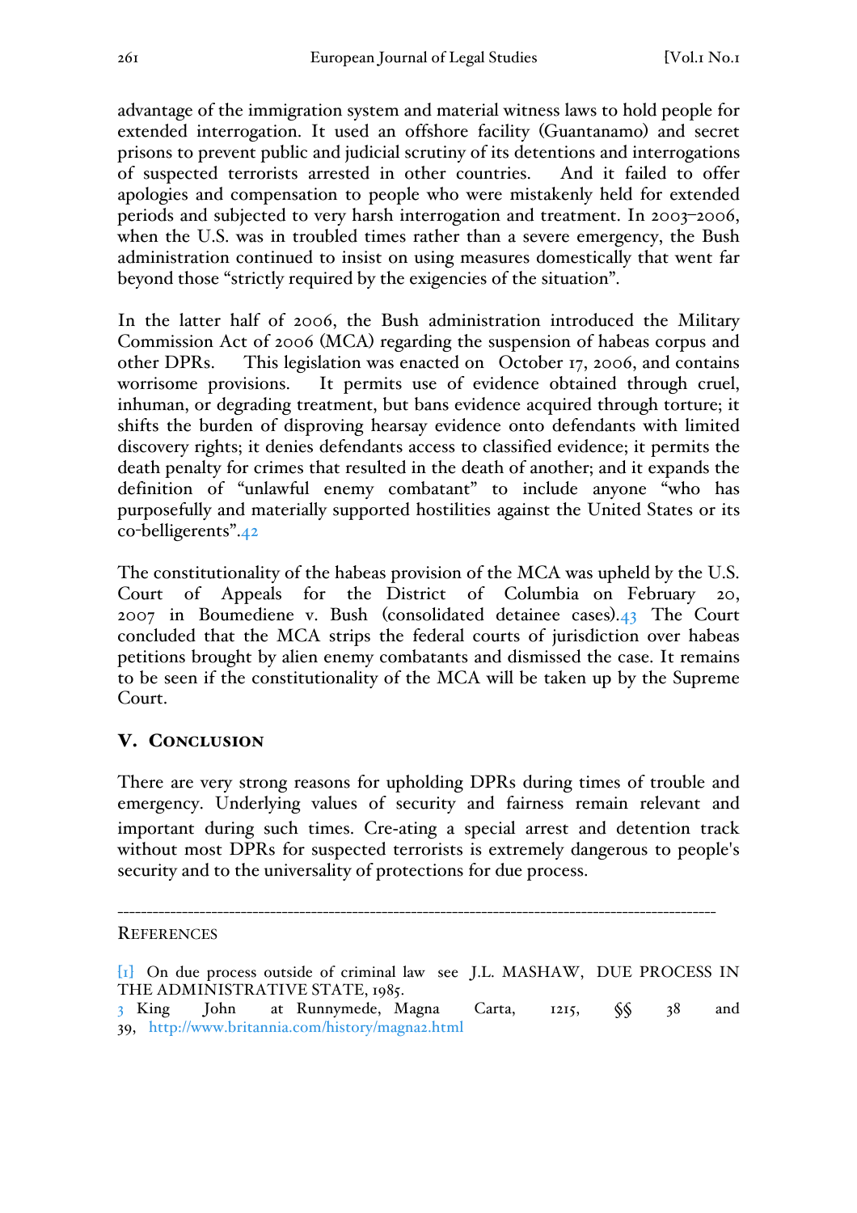advantage of the immigration system and material witness laws to hold people for extended interrogation. It used an offshore facility (Guantanamo) and secret prisons to prevent public and judicial scrutiny of its detentions and interrogations of suspected terrorists arrested in other countries. And it failed to offer apologies and compensation to people who were mistakenly held for extended periods and subjected to very harsh interrogation and treatment. In 2003–2006, when the U.S. was in troubled times rather than a severe emergency, the Bush administration continued to insist on using measures domestically that went far beyond those "strictly required by the exigencies of the situation".

In the latter half of 2006, the Bush administration introduced the Military Commission Act of 2006 (MCA) regarding the suspension of habeas corpus and other DPRs. This legislation was enacted on October 17, 2006, and contains worrisome provisions. It permits use of evidence obtained through cruel, inhuman, or degrading treatment, but bans evidence acquired through torture; it shifts the burden of disproving hearsay evidence onto defendants with limited discovery rights; it denies defendants access to classified evidence; it permits the death penalty for crimes that resulted in the death of another; and it expands the definition of "unlawful enemy combatant" to include anyone "who has purposefully and materially supported hostilities against the United States or its co-belligerents".[42]

The constitutionality of the habeas provision of the MCA was upheld by the U.S. Court of Appeals for the District of Columbia on February 20, 2007 in Boumediene v. Bush (consolidated detainee cases).[43] The Court concluded that the MCA strips the federal courts of jurisdiction over habeas petitions brought by alien enemy combatants and dismissed the case. It remains to be seen if the constitutionality of the MCA will be taken up by the Supreme Court.

## V. Conclusion

There are very strong reasons for upholding DPRs during times of trouble and emergency. Underlying values of security and fairness remain relevant and important during such times. Cre-ating a special arrest and detention track without most DPRs for suspected terrorists is extremely dangerous to people's security and to the universality of protections for due process.

---

REFERENCES

[1] On due process outside of criminal law see J.L. MASHAW, DUE PROCESS IN THE ADMINISTRATIVE STATE, 1985.

3 King John at Runnymede, Magna Carta, 1215, §§ 38 and 39, http://www.britannia.com/history/magna2.html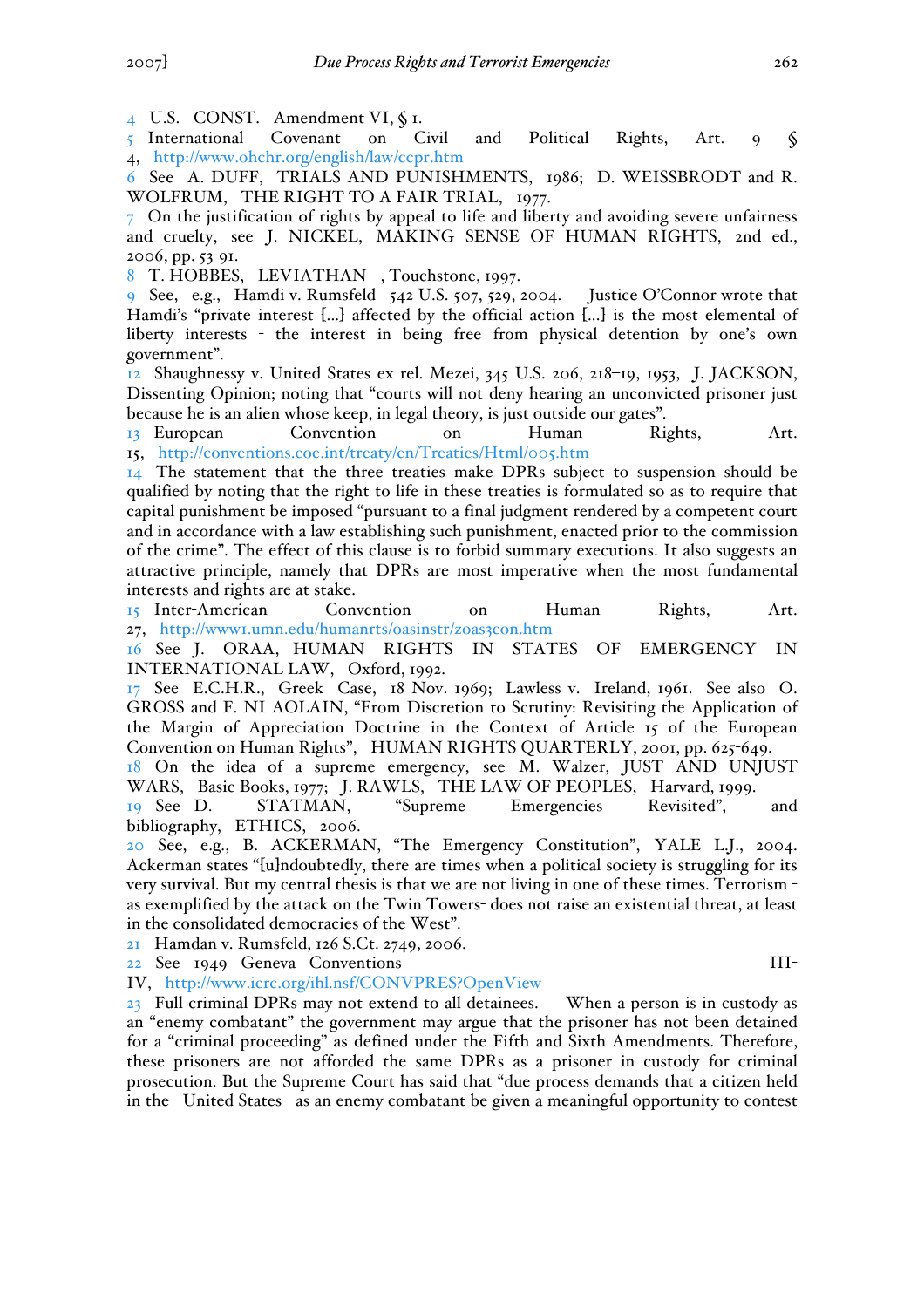4 U.S. CONST. Amendment VI, § 1.

5 International Covenant on Civil and Political Rights, Art. 9 § 4, http://www.ohchr.org/english/law/ccpr.htm

6 See A. DUFF, TRIALS AND PUNISHMENTS, 1986; D. WEISSBRODT and R. WOLFRUM, THE RIGHT TO A FAIR TRIAL, 1977.

7 On the justification of rights by appeal to life and liberty and avoiding severe unfairness and cruelty, see J. NICKEL, MAKING SENSE OF HUMAN RIGHTS, 2nd ed., 2006, pp. 53-91.

8 T. HOBBES, LEVIATHAN , Touchstone, 1997.

9 See, e.g., Hamdi v. Rumsfeld 542 U.S. 507, 529, 2004. Justice O'Connor wrote that Hamdi's "private interest [...] affected by the official action [...] is the most elemental of liberty interests - the interest in being free from physical detention by one's own government".

12 Shaughnessy v. United States ex rel. Mezei, 345 U.S. 206, 218–19, 1953, J. JACKSON, Dissenting Opinion; noting that "courts will not deny hearing an unconvicted prisoner just because he is an alien whose keep, in legal theory, is just outside our gates".

13 European Convention on Human Rights, Art. 15, http://conventions.coe.int/treaty/en/Treaties/Html/005.htm

14 The statement that the three treaties make DPRs subject to suspension should be qualified by noting that the right to life in these treaties is formulated so as to require that capital punishment be imposed "pursuant to a final judgment rendered by a competent court and in accordance with a law establishing such punishment, enacted prior to the commission of the crime". The effect of this clause is to forbid summary executions. It also suggests an attractive principle, namely that DPRs are most imperative when the most fundamental interests and rights are at stake.

15 Inter-American Convention on Human Rights, Art. 27, http://www1.umn.edu/humanrts/oasinstr/zoas3con.htm

16 See J. ORAA, HUMAN RIGHTS IN STATES OF EMERGENCY IN INTERNATIONAL LAW, Oxford, 1992.

17 See E.C.H.R., Greek Case, 18 Nov. 1969; Lawless v. Ireland, 1961. See also O. GROSS and F. NI AOLAIN, "From Discretion to Scrutiny: Revisiting the Application of the Margin of Appreciation Doctrine in the Context of Article 15 of the European Convention on Human Rights", HUMAN RIGHTS QUARTERLY, 2001, pp. 625-649.

18 On the idea of a supreme emergency, see M. Walzer, JUST AND UNJUST WARS, Basic Books, 1977; J. RAWLS, THE LAW OF PEOPLES, Harvard, 1999.

19 See D. STATMAN, "Supreme Emergencies Revisited", and bibliography, ETHICS, 2006.

20 See, e.g., B. ACKERMAN, "The Emergency Constitution", YALE L.J., 2004. Ackerman states "[u]ndoubtedly, there are times when a political society is struggling for its very survival. But my central thesis is that we are not living in one of these times. Terrorism - as exemplified by the attack on the Twin Towers- does not raise an existential threat, at least in the consolidated democracies of the West".

21 Hamdan v. Rumsfeld, 126 S.Ct. 2749, 2006.

22 See 1949 Geneva Conventions III-IV, http://www.icrc.org/ihl.nsf/CONVPRES?OpenView

23 Full criminal DPRs may not extend to all detainees. When a person is in custody as an "enemy combatant" the government may argue that the prisoner has not been detained for a "criminal proceeding" as defined under the Fifth and Sixth Amendments. Therefore, these prisoners are not afforded the same DPRs as a prisoner in custody for criminal prosecution. But the Supreme Court has said that "due process demands that a citizen held in the United States as an enemy combatant be given a meaningful opportunity to contest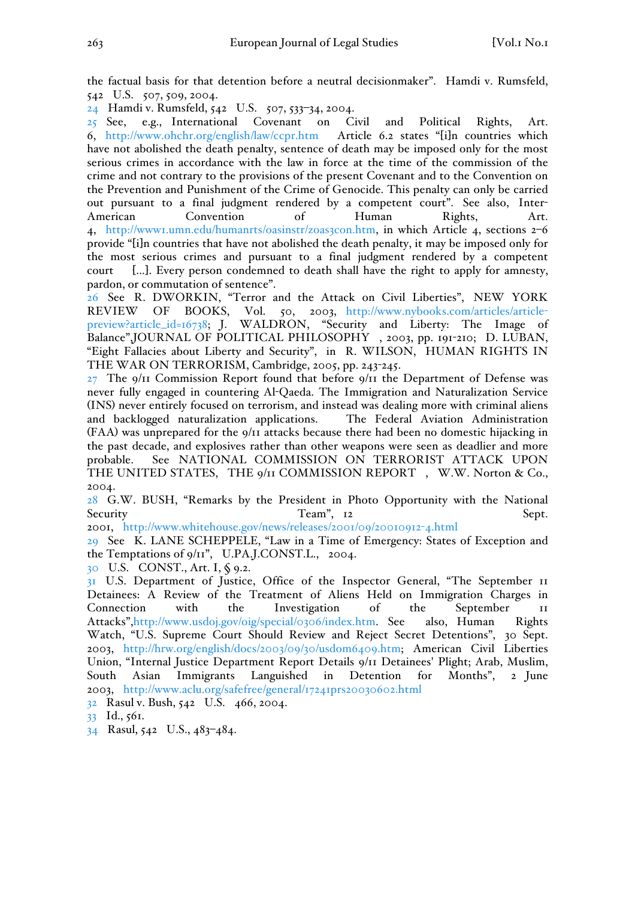the factual basis for that detention before a neutral decisionmaker". Hamdi v. Rumsfeld, 542 U.S. 507, 509, 2004.

24 Hamdi v. Rumsfeld, 542 U.S. 507, 533–34, 2004.

25 See, e.g., International Covenant on Civil and Political Rights, Art. 6, http://www.ohchr.org/english/law/ccpr.htm Article 6.2 states "[i]n countries which have not abolished the death penalty, sentence of death may be imposed only for the most serious crimes in accordance with the law in force at the time of the commission of the crime and not contrary to the provisions of the present Covenant and to the Convention on the Prevention and Punishment of the Crime of Genocide. This penalty can only be carried out pursuant to a final judgment rendered by a competent court". See also, Inter-American Convention of Human Rights, Art. 4, http://www1.umn.edu/humanrts/oasinstr/zoas3con.htm, in which Article 4, sections 2–6 provide "[i]n countries that have not abolished the death penalty, it may be imposed only for the most serious crimes and pursuant to a final judgment rendered by a competent court [...]. Every person condemned to death shall have the right to apply for amnesty, pardon, or commutation of sentence".

26 See R. DWORKIN, "Terror and the Attack on Civil Liberties", NEW YORK REVIEW OF BOOKS, Vol. 50, 2003, http://www.nybooks.com/articles/article-preview?article_id=16738; J. WALDRON, "Security and Liberty: The Image of Balance",JOURNAL OF POLITICAL PHILOSOPHY , 2003, pp. 191-210; D. LUBAN, "Eight Fallacies about Liberty and Security", in R. WILSON, HUMAN RIGHTS IN THE WAR ON TERRORISM, Cambridge, 2005, pp. 243-245.

27 The 9/11 Commission Report found that before 9/11 the Department of Defense was never fully engaged in countering Al-Qaeda. The Immigration and Naturalization Service (INS) never entirely focused on terrorism, and instead was dealing more with criminal aliens and backlogged naturalization applications. The Federal Aviation Administration (FAA) was unprepared for the 9/11 attacks because there had been no domestic hijacking in the past decade, and explosives rather than other weapons were seen as deadlier and more probable. See NATIONAL COMMISSION ON TERRORIST ATTACK UPON THE UNITED STATES, THE 9/11 COMMISSION REPORT , W.W. Norton & Co., 2004.

28 G.W. BUSH, "Remarks by the President in Photo Opportunity with the National Security Team", 12 Sept. 2001, http://www.whitehouse.gov/news/releases/2001/09/20010912-4.html

29 See K. LANE SCHEPPELE, "Law in a Time of Emergency: States of Exception and the Temptations of 9/11", U.PA.J.CONST.L., 2004.

30 U.S. CONST., Art. I, § 9.2.

31 U.S. Department of Justice, Office of the Inspector General, "The September 11 Detainees: A Review of the Treatment of Aliens Held on Immigration Charges in Connection with the Investigation of the September 11 Attacks",http://www.usdoj.gov/oig/special/0306/index.htm. See also, Human Rights Watch, "U.S. Supreme Court Should Review and Reject Secret Detentions", 30 Sept. 2003, http://hrw.org/english/docs/2003/09/30/usdom6409.htm; American Civil Liberties Union, "Internal Justice Department Report Details 9/11 Detainees' Plight; Arab, Muslim, South Asian Immigrants Languished in Detention for Months", 2 June 2003, http://www.aclu.org/safefree/general/17241prs20030602.html

32 Rasul v. Bush, 542 U.S. 466, 2004.

33 Id., 561.

34 Rasul, 542 U.S., 483–484.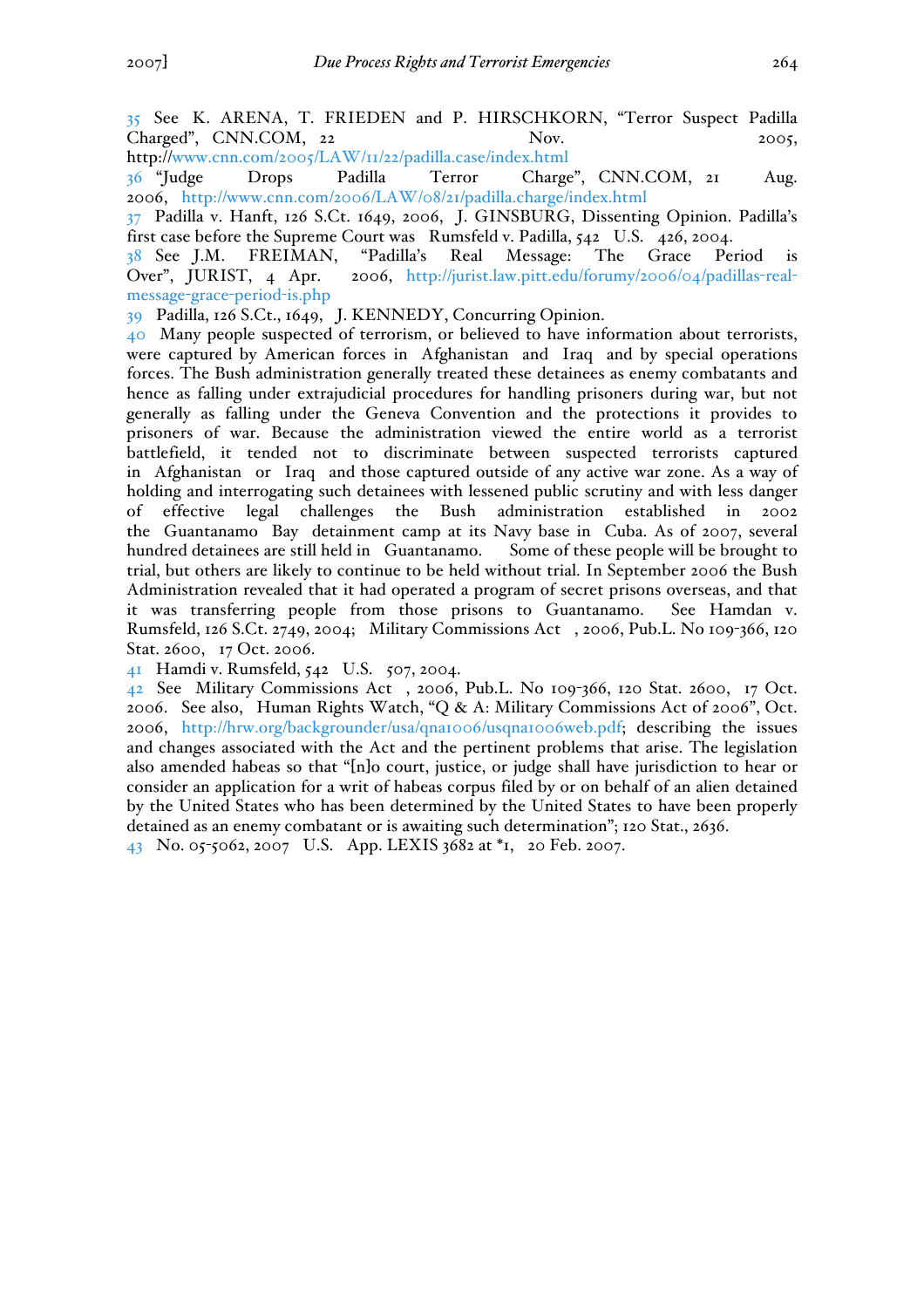35 See K. ARENA, T. FRIEDEN and P. HIRSCHKORN, "Terror Suspect Padilla Charged", CNN.COM, 22 Nov. 2005, http://www.cnn.com/2005/LAW/11/22/padilla.case/index.html

36 "Judge Drops Padilla Terror Charge", CNN.COM, 21 Aug. 2006, http://www.cnn.com/2006/LAW/08/21/padilla.charge/index.html

37 Padilla v. Hanft, 126 S.Ct. 1649, 2006, J. GINSBURG, Dissenting Opinion. Padilla's first case before the Supreme Court was Rumsfeld v. Padilla, 542 U.S. 426, 2004.

38 See J.M. FREIMAN, "Padilla's Real Message: The Grace Period is Over", JURIST, 4 Apr. 2006, http://jurist.law.pitt.edu/forumy/2006/04/padillas-real-message-grace-period-is.php

39 Padilla, 126 S.Ct., 1649, J. KENNEDY, Concurring Opinion.

40 Many people suspected of terrorism, or believed to have information about terrorists, were captured by American forces in Afghanistan and Iraq and by special operations forces. The Bush administration generally treated these detainees as enemy combatants and hence as falling under extrajudicial procedures for handling prisoners during war, but not generally as falling under the Geneva Convention and the protections it provides to prisoners of war. Because the administration viewed the entire world as a terrorist battlefield, it tended not to discriminate between suspected terrorists captured in Afghanistan or Iraq and those captured outside of any active war zone. As a way of holding and interrogating such detainees with lessened public scrutiny and with less danger of effective legal challenges the Bush administration established in 2002 the Guantanamo Bay detainment camp at its Navy base in Cuba. As of 2007, several hundred detainees are still held in Guantanamo. Some of these people will be brought to trial, but others are likely to continue to be held without trial. In September 2006 the Bush Administration revealed that it had operated a program of secret prisons overseas, and that it was transferring people from those prisons to Guantanamo. See Hamdan v. Rumsfeld, 126 S.Ct. 2749, 2004; Military Commissions Act, 2006, Pub.L. No 109-366, 120 Stat. 2600, 17 Oct. 2006.

41 Hamdi v. Rumsfeld, 542 U.S. 507, 2004.

42 See Military Commissions Act, 2006, Pub.L. No 109-366, 120 Stat. 2600, 17 Oct. 2006. See also, Human Rights Watch, "Q & A: Military Commissions Act of 2006", Oct. 2006, http://hrw.org/backgrounder/usa/qna1006/usqna1006web.pdf; describing the issues and changes associated with the Act and the pertinent problems that arise. The legislation also amended habeas so that "[n]o court, justice, or judge shall have jurisdiction to hear or consider an application for a writ of habeas corpus filed by or on behalf of an alien detained by the United States who has been determined by the United States to have been properly detained as an enemy combatant or is awaiting such determination"; 120 Stat., 2636.

43 No. 05-5062, 2007 U.S. App. LEXIS 3682 at *1, 20 Feb. 2007.